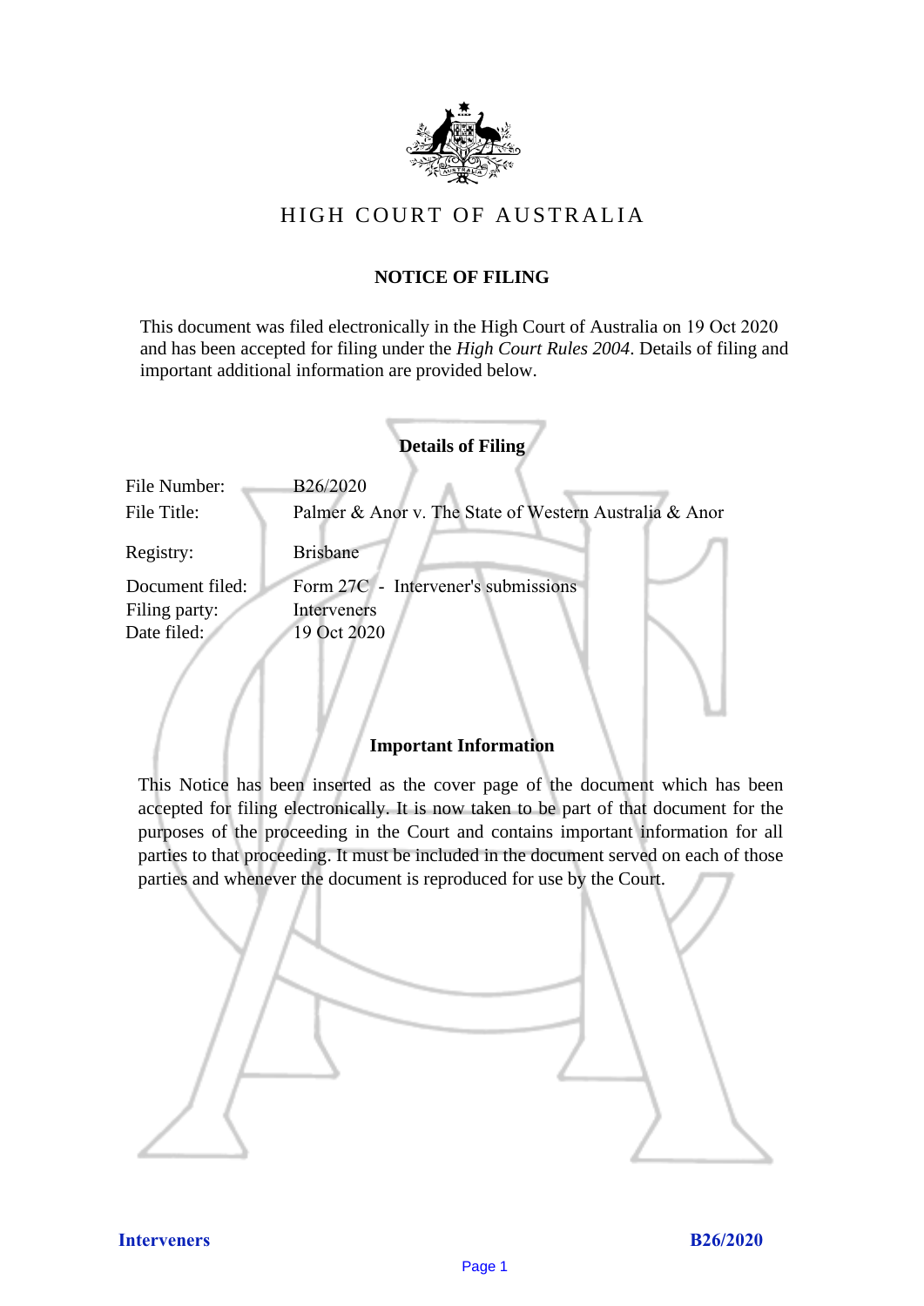# HIGH COURT OF AUSTRALIA

## NOTICE OF FILING

This document was filed electronically in the High Court of Australia on 19 Oct 2020 and has been accepted for filing under the *High Court Rules 2004*. Details of filing and important additional information are provided below.

### Details of Filing

| | |
|---|---|
| File Number: | B26/2020 |
| File Title: | Palmer & Anor v. The State of Western Australia & Anor |
| Registry: | Brisbane |
| Document filed: | Form 27C - Intervener's submissions |
| Filing party: | Interveners |
| Date filed: | 19 Oct 2020 |

### Important Information

This Notice has been inserted as the cover page of the document which has been accepted for filing electronically. It is now taken to be part of that document for the purposes of the proceeding in the Court and contains important information for all parties to that proceeding. It must be included in the document served on each of those parties and whenever the document is reproduced for use by the Court.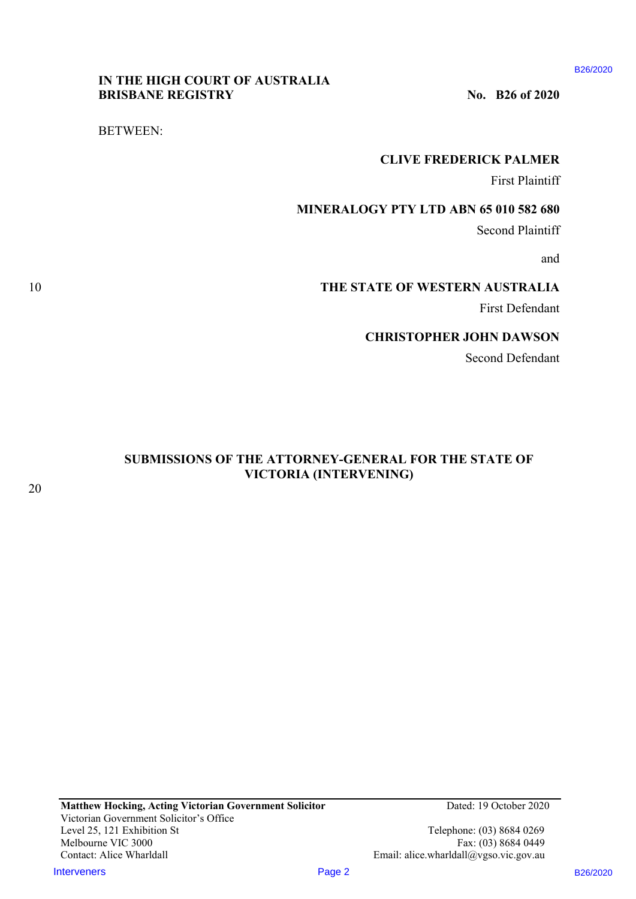**IN THE HIGH COURT OF AUSTRALIA**
**BRISBANE REGISTRY**

**No. B26 of 2020**

BETWEEN:

**CLIVE FREDERICK PALMER**
First Plaintiff

**MINERALOGY PTY LTD ABN 65 010 582 680**
Second Plaintiff

and

**THE STATE OF WESTERN AUSTRALIA**
First Defendant

**CHRISTOPHER JOHN DAWSON**
Second Defendant

## SUBMISSIONS OF THE ATTORNEY-GENERAL FOR THE STATE OF VICTORIA (INTERVENING)

**Matthew Hocking, Acting Victorian Government Solicitor**
Victorian Government Solicitor's Office
Level 25, 121 Exhibition St
Melbourne VIC 3000
Contact: Alice Wharldall

Dated: 19 October 2020

Telephone: (03) 8684 0269
Fax: (03) 8684 0449
Email: alice.wharldall@vgso.vic.gov.au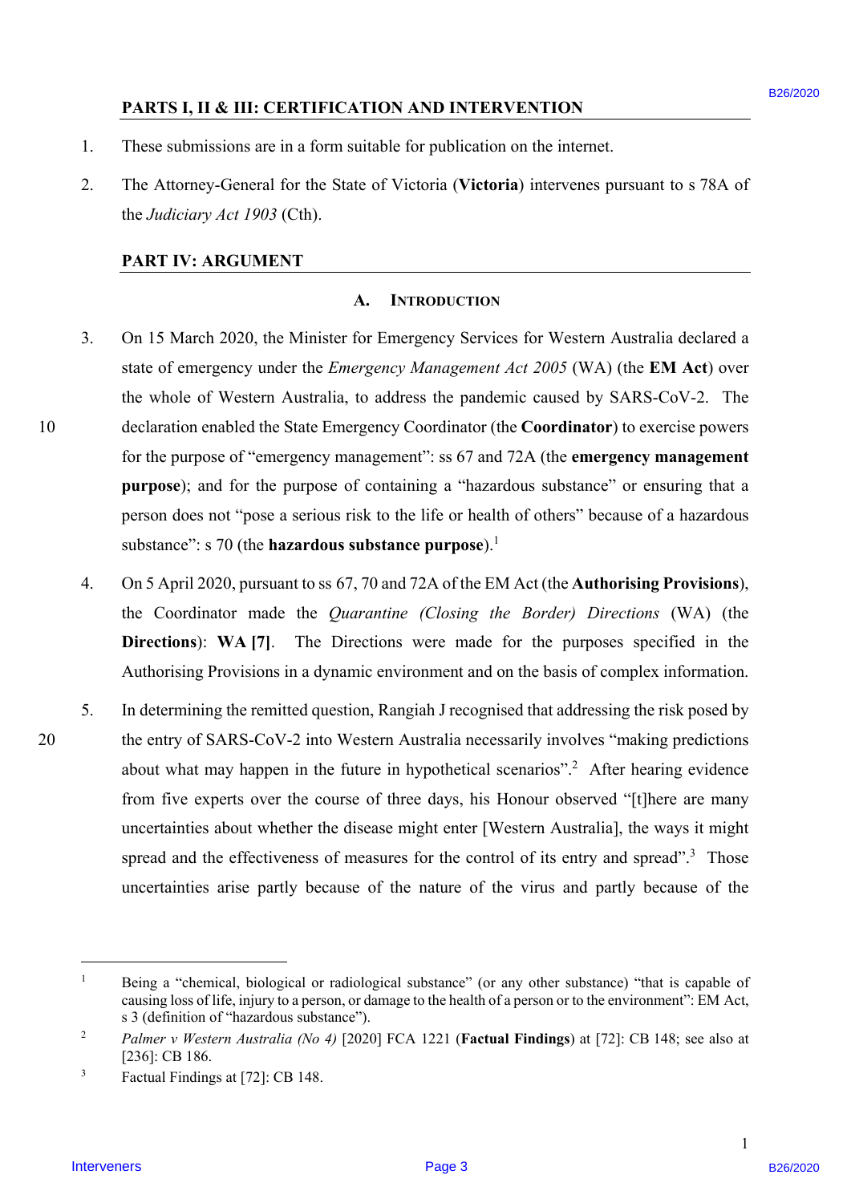## PARTS I, II & III: CERTIFICATION AND INTERVENTION

1. These submissions are in a form suitable for publication on the internet.

2. The Attorney-General for the State of Victoria (**Victoria**) intervenes pursuant to s 78A of the *Judiciary Act 1903* (Cth).

## PART IV: ARGUMENT

### A. INTRODUCTION

3. On 15 March 2020, the Minister for Emergency Services for Western Australia declared a state of emergency under the *Emergency Management Act 2005* (WA) (the **EM Act**) over the whole of Western Australia, to address the pandemic caused by SARS-CoV-2. The declaration enabled the State Emergency Coordinator (the **Coordinator**) to exercise powers for the purpose of "emergency management": ss 67 and 72A (the **emergency management purpose**); and for the purpose of containing a "hazardous substance" or ensuring that a person does not "pose a serious risk to the life or health of others" because of a hazardous substance": s 70 (the **hazardous substance purpose**).[1]

4. On 5 April 2020, pursuant to ss 67, 70 and 72A of the EM Act (the **Authorising Provisions**), the Coordinator made the *Quarantine (Closing the Border) Directions* (WA) (the **Directions**): **WA [7]**. The Directions were made for the purposes specified in the Authorising Provisions in a dynamic environment and on the basis of complex information.

5. In determining the remitted question, Rangiah J recognised that addressing the risk posed by the entry of SARS-CoV-2 into Western Australia necessarily involves "making predictions about what may happen in the future in hypothetical scenarios".[2] After hearing evidence from five experts over the course of three days, his Honour observed "[t]here are many uncertainties about whether the disease might enter [Western Australia], the ways it might spread and the effectiveness of measures for the control of its entry and spread".[3] Those uncertainties arise partly because of the nature of the virus and partly because of the

---

[1] Being a "chemical, biological or radiological substance" (or any other substance) "that is capable of causing loss of life, injury to a person, or damage to the health of a person or to the environment": EM Act, s 3 (definition of "hazardous substance").

[2] *Palmer v Western Australia (No 4)* [2020] FCA 1221 (**Factual Findings**) at [72]: CB 148; see also at [236]: CB 186.

[3] Factual Findings at [72]: CB 148.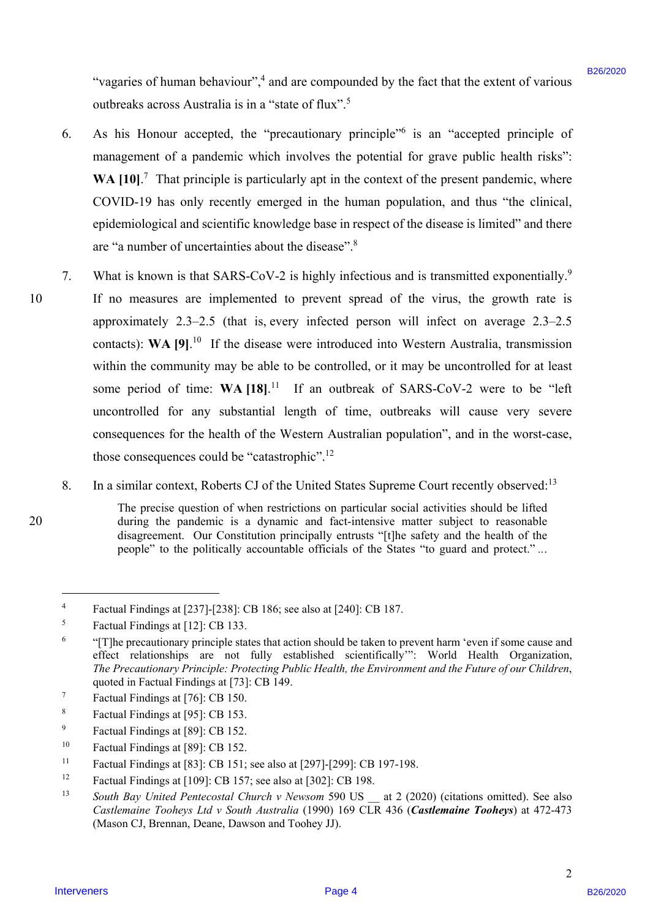"vagaries of human behaviour",[4] and are compounded by the fact that the extent of various outbreaks across Australia is in a "state of flux".[5]

6. As his Honour accepted, the "precautionary principle"[6] is an "accepted principle of management of a pandemic which involves the potential for grave public health risks": **WA [10]**.[7] That principle is particularly apt in the context of the present pandemic, where COVID-19 has only recently emerged in the human population, and thus "the clinical, epidemiological and scientific knowledge base in respect of the disease is limited" and there are "a number of uncertainties about the disease".[8]

7. What is known is that SARS-CoV-2 is highly infectious and is transmitted exponentially.[9] If no measures are implemented to prevent spread of the virus, the growth rate is approximately 2.3–2.5 (that is, every infected person will infect on average 2.3–2.5 contacts): **WA [9]**.[10] If the disease were introduced into Western Australia, transmission within the community may be able to be controlled, or it may be uncontrolled for at least some period of time: **WA [18]**.[11] If an outbreak of SARS-CoV-2 were to be "left uncontrolled for any substantial length of time, outbreaks will cause very severe consequences for the health of the Western Australian population", and in the worst-case, those consequences could be "catastrophic".[12]

8. In a similar context, Roberts CJ of the United States Supreme Court recently observed:[13]

> The precise question of when restrictions on particular social activities should be lifted during the pandemic is a dynamic and fact-intensive matter subject to reasonable disagreement. Our Constitution principally entrusts "[t]he safety and the health of the people" to the politically accountable officials of the States "to guard and protect." ...

---

[4] Factual Findings at [237]-[238]: CB 186; see also at [240]: CB 187.

[5] Factual Findings at [12]: CB 133.

[6] "[T]he precautionary principle states that action should be taken to prevent harm 'even if some cause and effect relationships are not fully established scientifically'": World Health Organization, *The Precautionary Principle: Protecting Public Health, the Environment and the Future of our Children*, quoted in Factual Findings at [73]: CB 149.

[7] Factual Findings at [76]: CB 150.

[8] Factual Findings at [95]: CB 153.

[9] Factual Findings at [89]: CB 152.

[10] Factual Findings at [89]: CB 152.

[11] Factual Findings at [83]: CB 151; see also at [297]-[299]: CB 197-198.

[12] Factual Findings at [109]: CB 157; see also at [302]: CB 198.

[13] *South Bay United Pentecostal Church v Newsom* 590 US __ at 2 (2020) (citations omitted). See also *Castlemaine Tooheys Ltd v South Australia* (1990) 169 CLR 436 (***Castlemaine Tooheys***) at 472-473 (Mason CJ, Brennan, Deane, Dawson and Toohey JJ).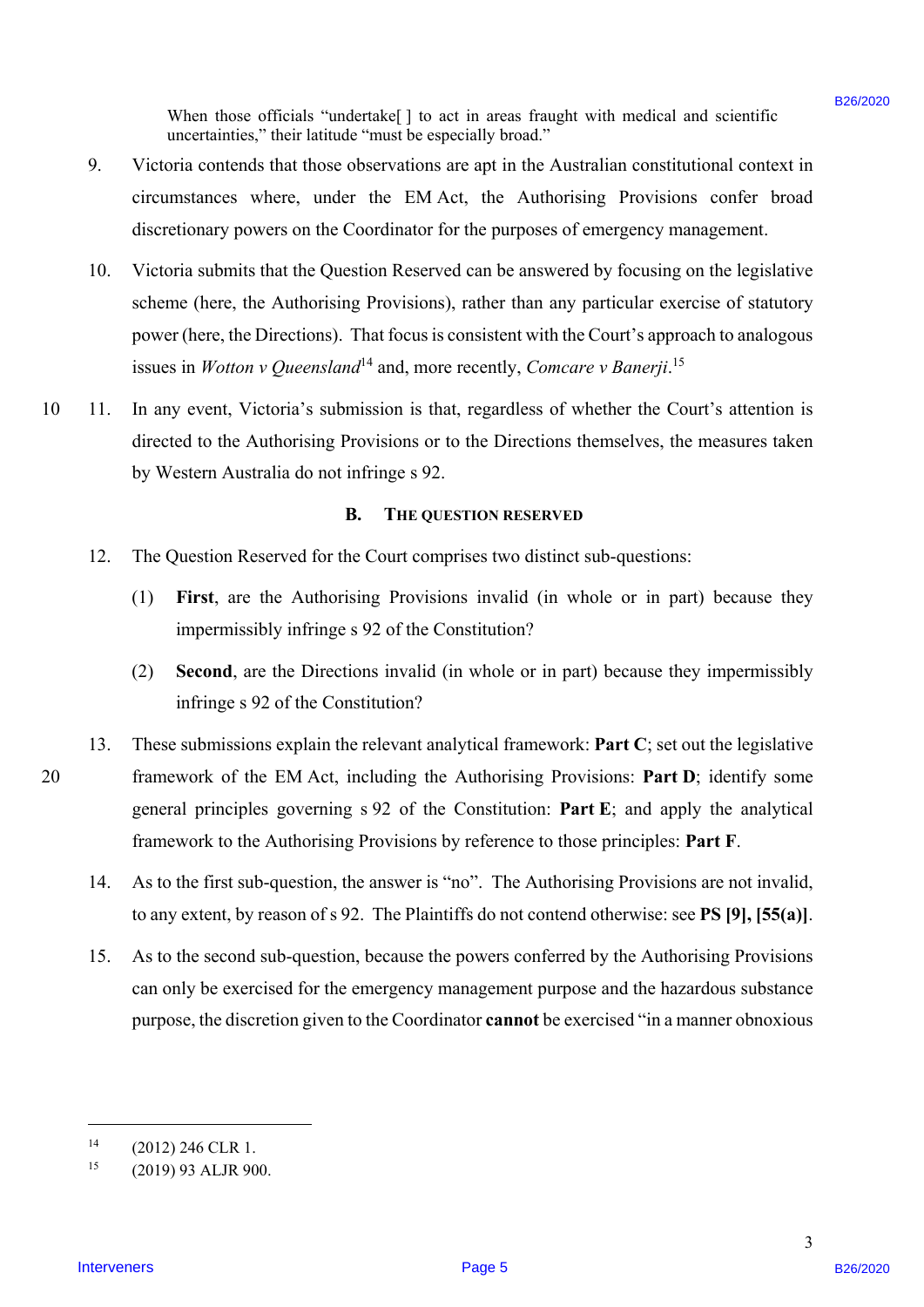When those officials "undertake[ ] to act in areas fraught with medical and scientific uncertainties," their latitude "must be especially broad."

9. Victoria contends that those observations are apt in the Australian constitutional context in circumstances where, under the EM Act, the Authorising Provisions confer broad discretionary powers on the Coordinator for the purposes of emergency management.

10. Victoria submits that the Question Reserved can be answered by focusing on the legislative scheme (here, the Authorising Provisions), rather than any particular exercise of statutory power (here, the Directions). That focus is consistent with the Court's approach to analogous issues in *Wotton v Queensland*[14] and, more recently, *Comcare v Banerji*.[15]

11. In any event, Victoria's submission is that, regardless of whether the Court's attention is directed to the Authorising Provisions or to the Directions themselves, the measures taken by Western Australia do not infringe s 92.

## B. THE QUESTION RESERVED

12. The Question Reserved for the Court comprises two distinct sub-questions:

    (1) **First**, are the Authorising Provisions invalid (in whole or in part) because they impermissibly infringe s 92 of the Constitution?

    (2) **Second**, are the Directions invalid (in whole or in part) because they impermissibly infringe s 92 of the Constitution?

13. These submissions explain the relevant analytical framework: **Part C**; set out the legislative framework of the EM Act, including the Authorising Provisions: **Part D**; identify some general principles governing s 92 of the Constitution: **Part E**; and apply the analytical framework to the Authorising Provisions by reference to those principles: **Part F**.

14. As to the first sub-question, the answer is "no". The Authorising Provisions are not invalid, to any extent, by reason of s 92. The Plaintiffs do not contend otherwise: see **PS [9], [55(a)]**.

15. As to the second sub-question, because the powers conferred by the Authorising Provisions can only be exercised for the emergency management purpose and the hazardous substance purpose, the discretion given to the Coordinator **cannot** be exercised "in a manner obnoxious

---

[14] (2012) 246 CLR 1.

[15] (2019) 93 ALJR 900.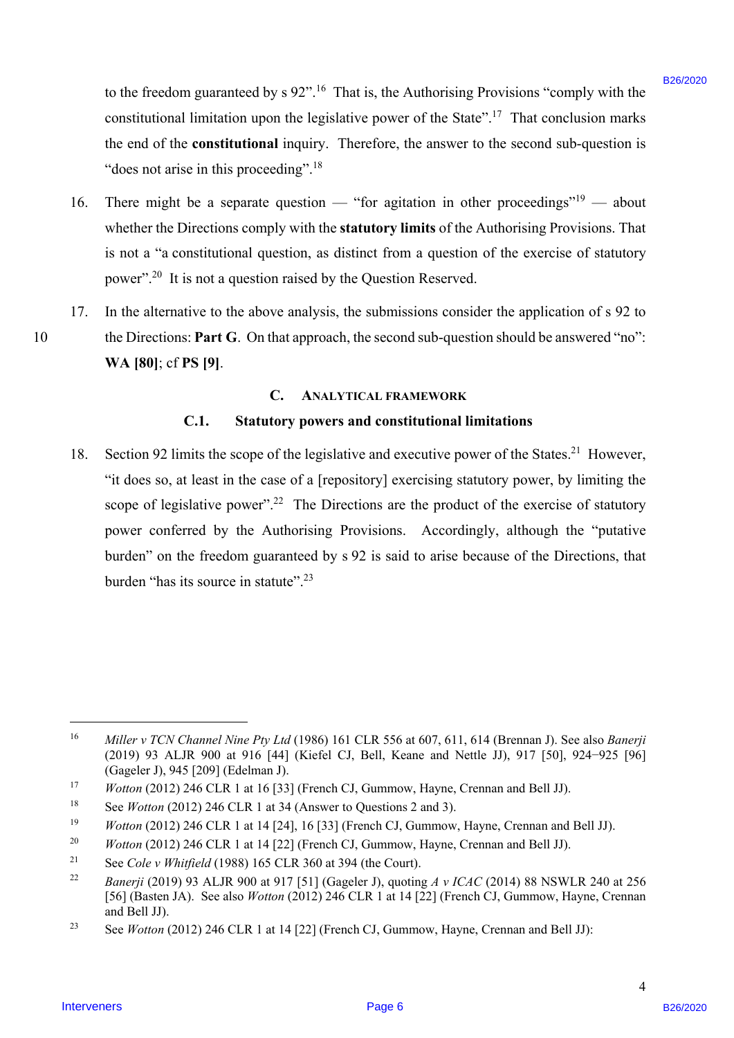to the freedom guaranteed by s 92".[16] That is, the Authorising Provisions "comply with the constitutional limitation upon the legislative power of the State".[17] That conclusion marks the end of the **constitutional** inquiry. Therefore, the answer to the second sub-question is "does not arise in this proceeding".[18]

16. There might be a separate question — "for agitation in other proceedings"[19] — about whether the Directions comply with the **statutory limits** of the Authorising Provisions. That is not a "a constitutional question, as distinct from a question of the exercise of statutory power".[20] It is not a question raised by the Question Reserved.

17. In the alternative to the above analysis, the submissions consider the application of s 92 to the Directions: **Part G**. On that approach, the second sub-question should be answered "no": **WA [80]**; cf **PS [9]**.

## C. Analytical Framework

### C.1. Statutory powers and constitutional limitations

18. Section 92 limits the scope of the legislative and executive power of the States.[21] However, "it does so, at least in the case of a [repository] exercising statutory power, by limiting the scope of legislative power".[22] The Directions are the product of the exercise of statutory power conferred by the Authorising Provisions. Accordingly, although the "putative burden" on the freedom guaranteed by s 92 is said to arise because of the Directions, that burden "has its source in statute".[23]

---

[16] *Miller v TCN Channel Nine Pty Ltd* (1986) 161 CLR 556 at 607, 611, 614 (Brennan J). See also *Banerji* (2019) 93 ALJR 900 at 916 [44] (Kiefel CJ, Bell, Keane and Nettle JJ), 917 [50], 924–925 [96] (Gageler J), 945 [209] (Edelman J).

[17] *Wotton* (2012) 246 CLR 1 at 16 [33] (French CJ, Gummow, Hayne, Crennan and Bell JJ).

[18] See *Wotton* (2012) 246 CLR 1 at 34 (Answer to Questions 2 and 3).

[19] *Wotton* (2012) 246 CLR 1 at 14 [24], 16 [33] (French CJ, Gummow, Hayne, Crennan and Bell JJ).

[20] *Wotton* (2012) 246 CLR 1 at 14 [22] (French CJ, Gummow, Hayne, Crennan and Bell JJ).

[21] See *Cole v Whitfield* (1988) 165 CLR 360 at 394 (the Court).

[22] *Banerji* (2019) 93 ALJR 900 at 917 [51] (Gageler J), quoting *A v ICAC* (2014) 88 NSWLR 240 at 256 [56] (Basten JA). See also *Wotton* (2012) 246 CLR 1 at 14 [22] (French CJ, Gummow, Hayne, Crennan and Bell JJ).

[23] See *Wotton* (2012) 246 CLR 1 at 14 [22] (French CJ, Gummow, Hayne, Crennan and Bell JJ):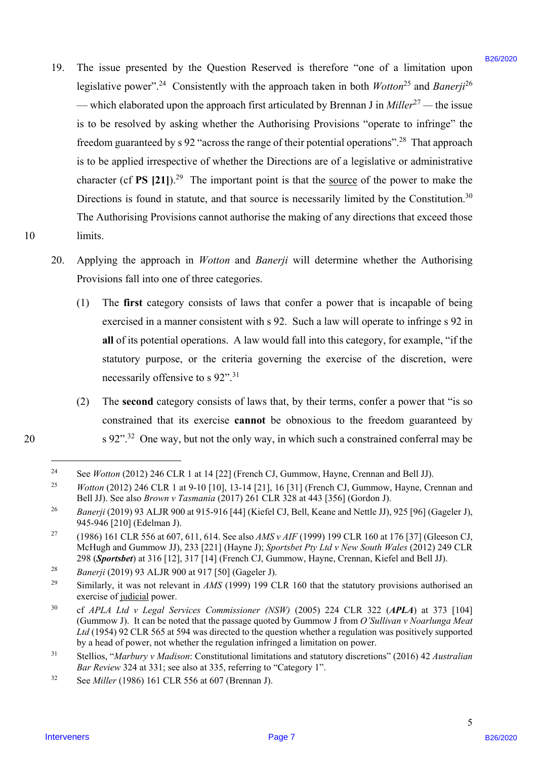19. The issue presented by the Question Reserved is therefore "one of a limitation upon legislative power".[24] Consistently with the approach taken in both *Wotton*[25] and *Banerji*[26] — which elaborated upon the approach first articulated by Brennan J in *Miller*[27] — the issue is to be resolved by asking whether the Authorising Provisions "operate to infringe" the freedom guaranteed by s 92 "across the range of their potential operations".[28] That approach is to be applied irrespective of whether the Directions are of a legislative or administrative character (cf **PS [21]**).[29] The important point is that the source of the power to make the Directions is found in statute, and that source is necessarily limited by the Constitution.[30] The Authorising Provisions cannot authorise the making of any directions that exceed those limits.

20. Applying the approach in *Wotton* and *Banerji* will determine whether the Authorising Provisions fall into one of three categories.

    (1) The **first** category consists of laws that confer a power that is incapable of being exercised in a manner consistent with s 92. Such a law will operate to infringe s 92 in **all** of its potential operations. A law would fall into this category, for example, "if the statutory purpose, or the criteria governing the exercise of the discretion, were necessarily offensive to s 92".[31]

    (2) The **second** category consists of laws that, by their terms, confer a power that "is so constrained that its exercise **cannot** be obnoxious to the freedom guaranteed by s 92".[32] One way, but not the only way, in which such a constrained conferral may be

---

[24] See *Wotton* (2012) 246 CLR 1 at 14 [22] (French CJ, Gummow, Hayne, Crennan and Bell JJ).

[25] *Wotton* (2012) 246 CLR 1 at 9-10 [10], 13-14 [21], 16 [31] (French CJ, Gummow, Hayne, Crennan and Bell JJ). See also *Brown v Tasmania* (2017) 261 CLR 328 at 443 [356] (Gordon J).

[26] *Banerji* (2019) 93 ALJR 900 at 915-916 [44] (Kiefel CJ, Bell, Keane and Nettle JJ), 925 [96] (Gageler J), 945-946 [210] (Edelman J).

[27] (1986) 161 CLR 556 at 607, 611, 614. See also *AMS v AIF* (1999) 199 CLR 160 at 176 [37] (Gleeson CJ, McHugh and Gummow JJ), 233 [221] (Hayne J); *Sportsbet Pty Ltd v New South Wales* (2012) 249 CLR 298 (***Sportsbet***) at 316 [12], 317 [14] (French CJ, Gummow, Hayne, Crennan, Kiefel and Bell JJ).

[28] *Banerji* (2019) 93 ALJR 900 at 917 [50] (Gageler J).

[29] Similarly, it was not relevant in *AMS* (1999) 199 CLR 160 that the statutory provisions authorised an exercise of judicial power.

[30] cf *APLA Ltd v Legal Services Commissioner (NSW)* (2005) 224 CLR 322 (***APLA***) at 373 [104] (Gummow J). It can be noted that the passage quoted by Gummow J from *O'Sullivan v Noarlunga Meat Ltd* (1954) 92 CLR 565 at 594 was directed to the question whether a regulation was positively supported by a head of power, not whether the regulation infringed a limitation on power.

[31] Stellios, "*Marbury v Madison*: Constitutional limitations and statutory discretions" (2016) 42 *Australian Bar Review* 324 at 331; see also at 335, referring to "Category 1".

[32] See *Miller* (1986) 161 CLR 556 at 607 (Brennan J).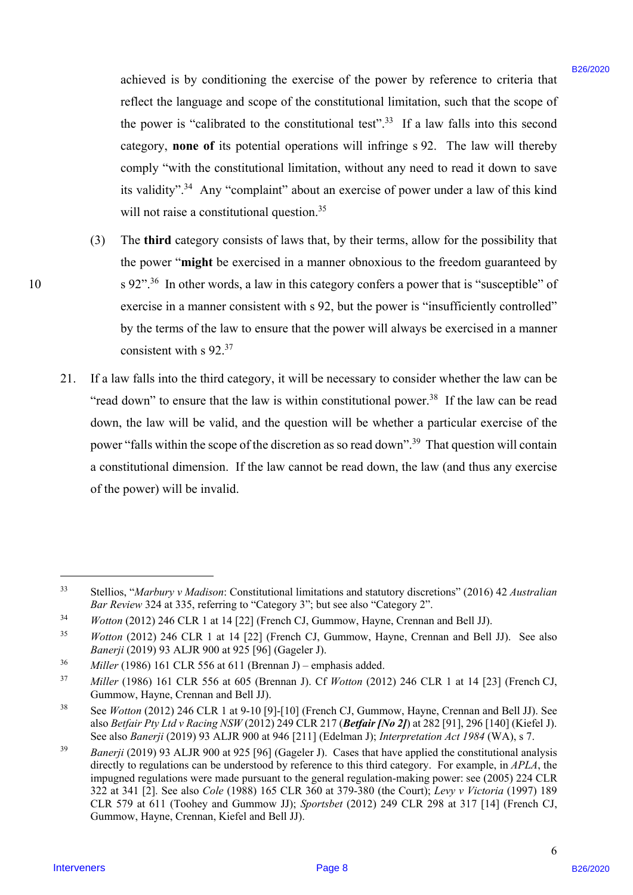achieved is by conditioning the exercise of the power by reference to criteria that reflect the language and scope of the constitutional limitation, such that the scope of the power is "calibrated to the constitutional test".[33] If a law falls into this second category, **none of** its potential operations will infringe s 92. The law will thereby comply "with the constitutional limitation, without any need to read it down to save its validity".[34] Any "complaint" about an exercise of power under a law of this kind will not raise a constitutional question.[35]

(3) The **third** category consists of laws that, by their terms, allow for the possibility that the power "**might** be exercised in a manner obnoxious to the freedom guaranteed by s 92".[36] In other words, a law in this category confers a power that is "susceptible" of exercise in a manner consistent with s 92, but the power is "insufficiently controlled" by the terms of the law to ensure that the power will always be exercised in a manner consistent with s 92.[37]

21. If a law falls into the third category, it will be necessary to consider whether the law can be "read down" to ensure that the law is within constitutional power.[38] If the law can be read down, the law will be valid, and the question will be whether a particular exercise of the power "falls within the scope of the discretion as so read down".[39] That question will contain a constitutional dimension. If the law cannot be read down, the law (and thus any exercise of the power) will be invalid.

---

[33] Stellios, "*Marbury v Madison*: Constitutional limitations and statutory discretions" (2016) 42 *Australian Bar Review* 324 at 335, referring to "Category 3"; but see also "Category 2".

[34] *Wotton* (2012) 246 CLR 1 at 14 [22] (French CJ, Gummow, Hayne, Crennan and Bell JJ).

[35] *Wotton* (2012) 246 CLR 1 at 14 [22] (French CJ, Gummow, Hayne, Crennan and Bell JJ). See also *Banerji* (2019) 93 ALJR 900 at 925 [96] (Gageler J).

[36] *Miller* (1986) 161 CLR 556 at 611 (Brennan J) – emphasis added.

[37] *Miller* (1986) 161 CLR 556 at 605 (Brennan J). Cf *Wotton* (2012) 246 CLR 1 at 14 [23] (French CJ, Gummow, Hayne, Crennan and Bell JJ).

[38] See *Wotton* (2012) 246 CLR 1 at 9-10 [9]-[10] (French CJ, Gummow, Hayne, Crennan and Bell JJ). See also *Betfair Pty Ltd v Racing NSW* (2012) 249 CLR 217 (***Betfair [No 2]***) at 282 [91], 296 [140] (Kiefel J). See also *Banerji* (2019) 93 ALJR 900 at 946 [211] (Edelman J); *Interpretation Act 1984* (WA), s 7.

[39] *Banerji* (2019) 93 ALJR 900 at 925 [96] (Gageler J). Cases that have applied the constitutional analysis directly to regulations can be understood by reference to this third category. For example, in *APLA*, the impugned regulations were made pursuant to the general regulation-making power: see (2005) 224 CLR 322 at 341 [2]. See also *Cole* (1988) 165 CLR 360 at 379-380 (the Court); *Levy v Victoria* (1997) 189 CLR 579 at 611 (Toohey and Gummow JJ); *Sportsbet* (2012) 249 CLR 298 at 317 [14] (French CJ, Gummow, Hayne, Crennan, Kiefel and Bell JJ).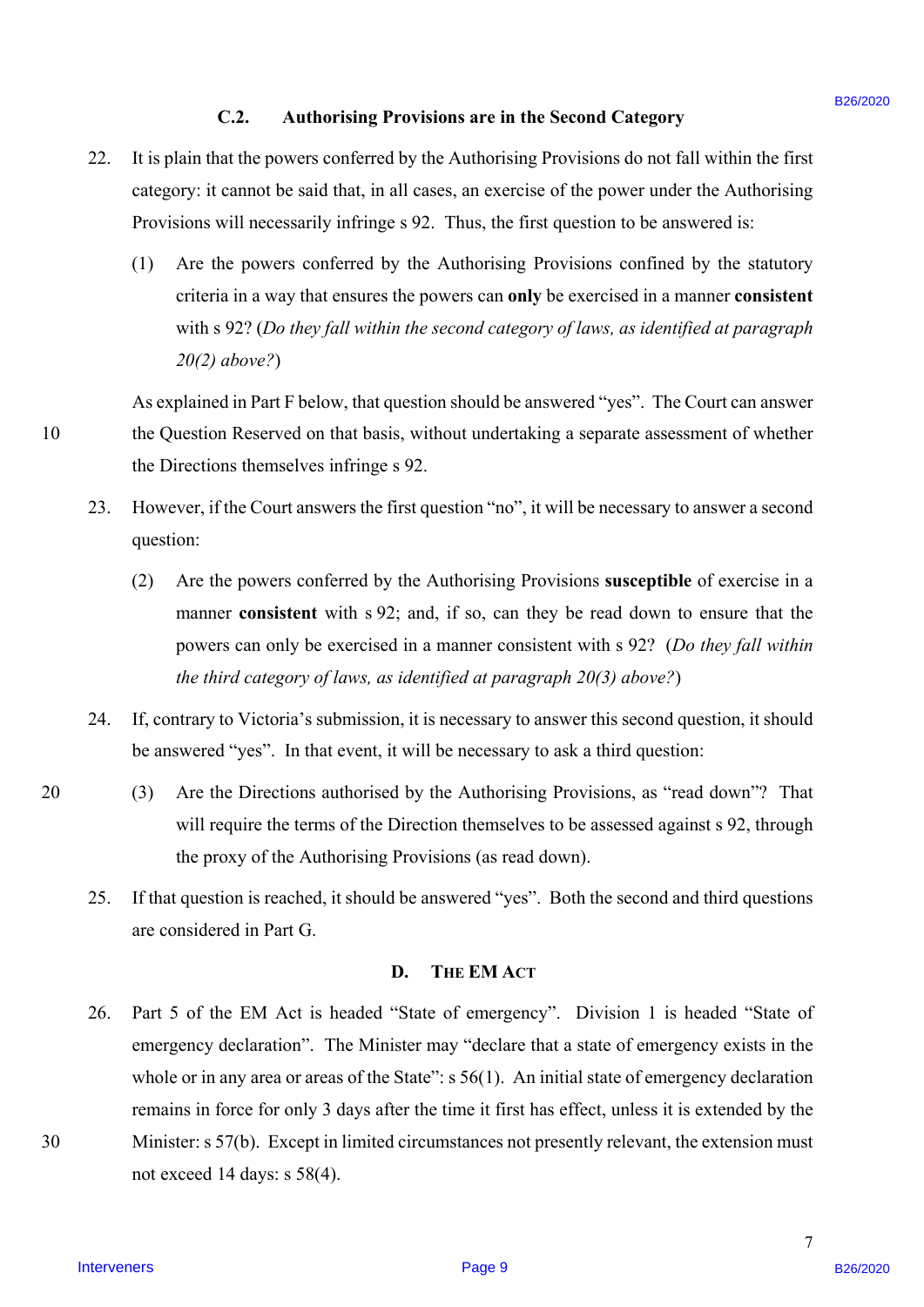### C.2. Authorising Provisions are in the Second Category

22. It is plain that the powers conferred by the Authorising Provisions do not fall within the first category: it cannot be said that, in all cases, an exercise of the power under the Authorising Provisions will necessarily infringe s 92. Thus, the first question to be answered is:

    (1) Are the powers conferred by the Authorising Provisions confined by the statutory criteria in a way that ensures the powers can **only** be exercised in a manner **consistent** with s 92? (*Do they fall within the second category of laws, as identified at paragraph 20(2) above?*)

    As explained in Part F below, that question should be answered "yes". The Court can answer the Question Reserved on that basis, without undertaking a separate assessment of whether the Directions themselves infringe s 92.

23. However, if the Court answers the first question "no", it will be necessary to answer a second question:

    (2) Are the powers conferred by the Authorising Provisions **susceptible** of exercise in a manner **consistent** with s 92; and, if so, can they be read down to ensure that the powers can only be exercised in a manner consistent with s 92? (*Do they fall within the third category of laws, as identified at paragraph 20(3) above?*)

24. If, contrary to Victoria's submission, it is necessary to answer this second question, it should be answered "yes". In that event, it will be necessary to ask a third question:

    (3) Are the Directions authorised by the Authorising Provisions, as "read down"? That will require the terms of the Direction themselves to be assessed against s 92, through the proxy of the Authorising Provisions (as read down).

25. If that question is reached, it should be answered "yes". Both the second and third questions are considered in Part G.

## D. The EM Act

26. Part 5 of the EM Act is headed "State of emergency". Division 1 is headed "State of emergency declaration". The Minister may "declare that a state of emergency exists in the whole or in any area or areas of the State": s 56(1). An initial state of emergency declaration remains in force for only 3 days after the time it first has effect, unless it is extended by the Minister: s 57(b). Except in limited circumstances not presently relevant, the extension must not exceed 14 days: s 58(4).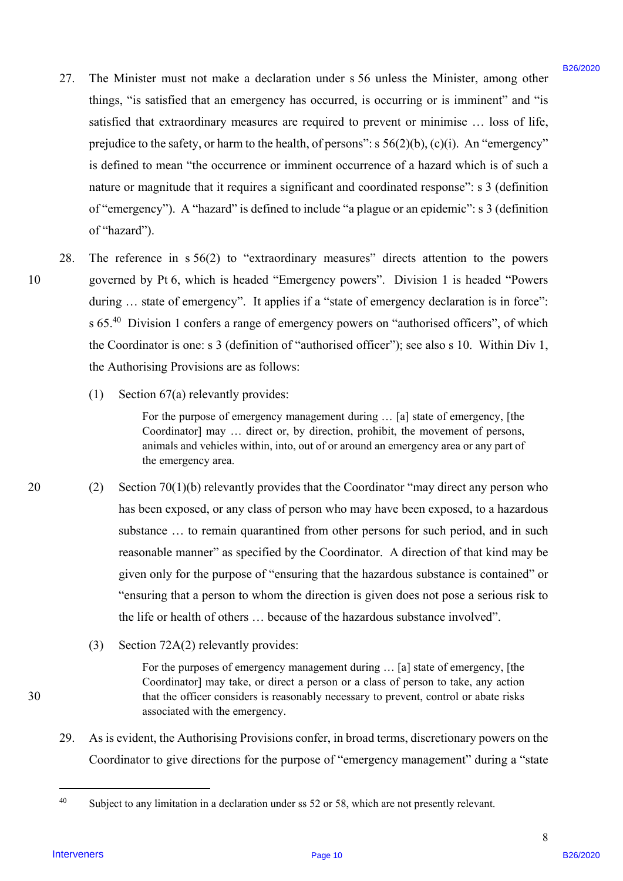27. The Minister must not make a declaration under s 56 unless the Minister, among other things, "is satisfied that an emergency has occurred, is occurring or is imminent" and "is satisfied that extraordinary measures are required to prevent or minimise … loss of life, prejudice to the safety, or harm to the health, of persons": s 56(2)(b), (c)(i). An "emergency" is defined to mean "the occurrence or imminent occurrence of a hazard which is of such a nature or magnitude that it requires a significant and coordinated response": s 3 (definition of "emergency"). A "hazard" is defined to include "a plague or an epidemic": s 3 (definition of "hazard").

28. The reference in s 56(2) to "extraordinary measures" directs attention to the powers governed by Pt 6, which is headed "Emergency powers". Division 1 is headed "Powers during … state of emergency". It applies if a "state of emergency declaration is in force": s 65.[40] Division 1 confers a range of emergency powers on "authorised officers", of which the Coordinator is one: s 3 (definition of "authorised officer"); see also s 10. Within Div 1, the Authorising Provisions are as follows:

    (1) Section 67(a) relevantly provides:

    > For the purpose of emergency management during … [a] state of emergency, [the Coordinator] may … direct or, by direction, prohibit, the movement of persons, animals and vehicles within, into, out of or around an emergency area or any part of the emergency area.

    (2) Section 70(1)(b) relevantly provides that the Coordinator "may direct any person who has been exposed, or any class of person who may have been exposed, to a hazardous substance … to remain quarantined from other persons for such period, and in such reasonable manner" as specified by the Coordinator. A direction of that kind may be given only for the purpose of "ensuring that the hazardous substance is contained" or "ensuring that a person to whom the direction is given does not pose a serious risk to the life or health of others … because of the hazardous substance involved".

    (3) Section 72A(2) relevantly provides:

    > For the purposes of emergency management during … [a] state of emergency, [the Coordinator] may take, or direct a person or a class of person to take, any action that the officer considers is reasonably necessary to prevent, control or abate risks associated with the emergency.

29. As is evident, the Authorising Provisions confer, in broad terms, discretionary powers on the Coordinator to give directions for the purpose of "emergency management" during a "state

---

[40] Subject to any limitation in a declaration under ss 52 or 58, which are not presently relevant.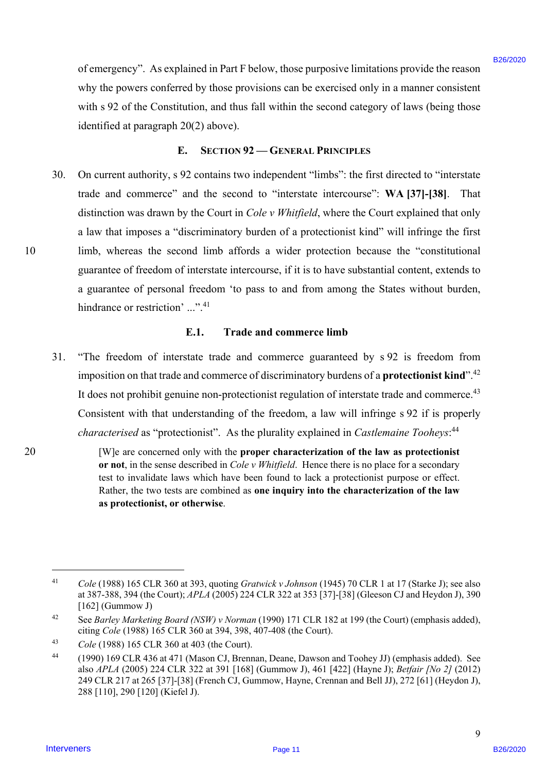of emergency". As explained in Part F below, those purposive limitations provide the reason why the powers conferred by those provisions can be exercised only in a manner consistent with s 92 of the Constitution, and thus fall within the second category of laws (being those identified at paragraph 20(2) above).

## E. Section 92 — General Principles

30. On current authority, s 92 contains two independent "limbs": the first directed to "interstate trade and commerce" and the second to "interstate intercourse": **WA [37]-[38]**. That distinction was drawn by the Court in *Cole v Whitfield*, where the Court explained that only a law that imposes a "discriminatory burden of a protectionist kind" will infringe the first limb, whereas the second limb affords a wider protection because the "constitutional guarantee of freedom of interstate intercourse, if it is to have substantial content, extends to a guarantee of personal freedom 'to pass to and from among the States without burden, hindrance or restriction' ...".[41]

### E.1. Trade and commerce limb

31. "The freedom of interstate trade and commerce guaranteed by s 92 is freedom from imposition on that trade and commerce of discriminatory burdens of a **protectionist kind**".[42] It does not prohibit genuine non-protectionist regulation of interstate trade and commerce.[43] Consistent with that understanding of the freedom, a law will infringe s 92 if is properly *characterised* as "protectionist". As the plurality explained in *Castlemaine Tooheys*:[44]

> [W]e are concerned only with the **proper characterization of the law as protectionist or not**, in the sense described in *Cole v Whitfield*. Hence there is no place for a secondary test to invalidate laws which have been found to lack a protectionist purpose or effect. Rather, the two tests are combined as **one inquiry into the characterization of the law as protectionist, or otherwise**.

---

[41] *Cole* (1988) 165 CLR 360 at 393, quoting *Gratwick v Johnson* (1945) 70 CLR 1 at 17 (Starke J); see also at 387-388, 394 (the Court); *APLA* (2005) 224 CLR 322 at 353 [37]-[38] (Gleeson CJ and Heydon J), 390 [162] (Gummow J)

[42] See *Barley Marketing Board (NSW) v Norman* (1990) 171 CLR 182 at 199 (the Court) (emphasis added), citing *Cole* (1988) 165 CLR 360 at 394, 398, 407-408 (the Court).

[43] *Cole* (1988) 165 CLR 360 at 403 (the Court).

[44] (1990) 169 CLR 436 at 471 (Mason CJ, Brennan, Deane, Dawson and Toohey JJ) (emphasis added). See also *APLA* (2005) 224 CLR 322 at 391 [168] (Gummow J), 461 [422] (Hayne J); *Betfair [No 2]* (2012) 249 CLR 217 at 265 [37]-[38] (French CJ, Gummow, Hayne, Crennan and Bell JJ), 272 [61] (Heydon J), 288 [110], 290 [120] (Kiefel J).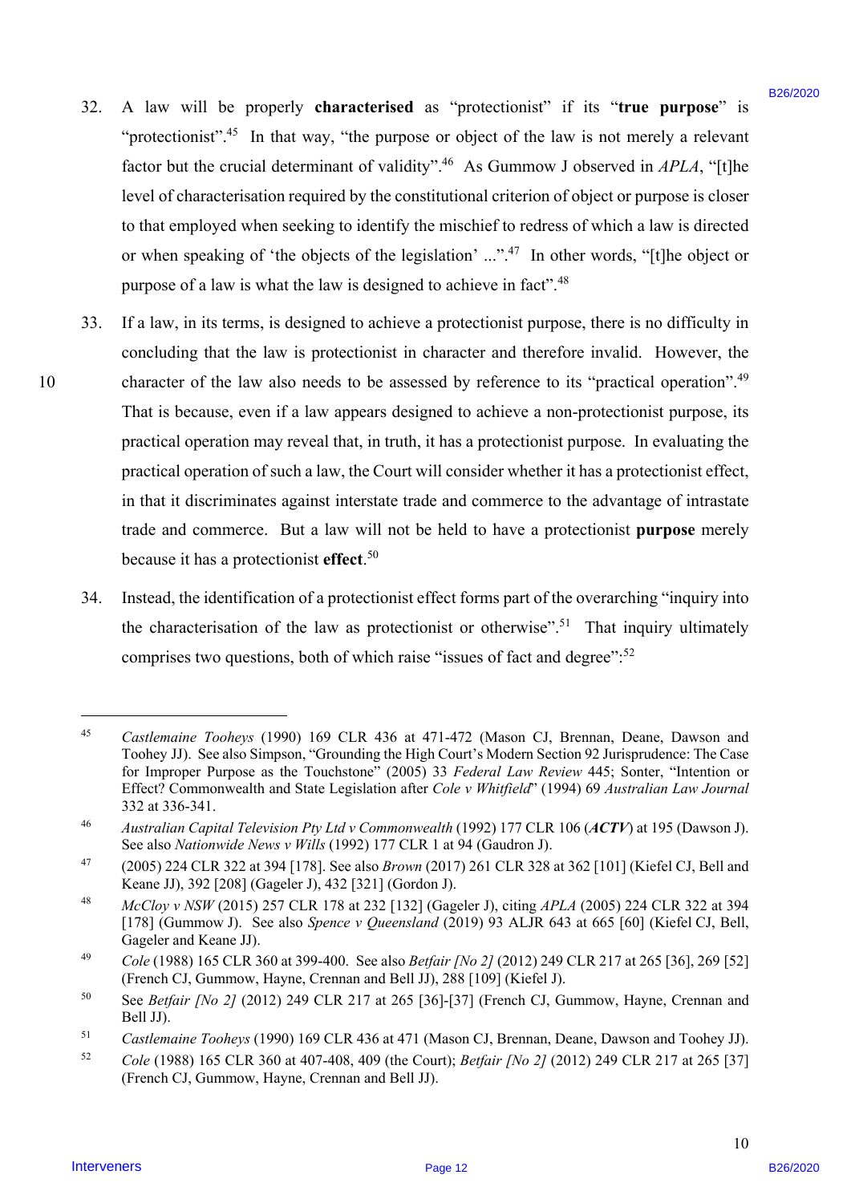32. A law will be properly **characterised** as "protectionist" if its "**true purpose**" is "protectionist".[45] In that way, "the purpose or object of the law is not merely a relevant factor but the crucial determinant of validity".[46] As Gummow J observed in *APLA*, "[t]he level of characterisation required by the constitutional criterion of object or purpose is closer to that employed when seeking to identify the mischief to redress of which a law is directed or when speaking of 'the objects of the legislation' ...".[47] In other words, "[t]he object or purpose of a law is what the law is designed to achieve in fact".[48]

33. If a law, in its terms, is designed to achieve a protectionist purpose, there is no difficulty in concluding that the law is protectionist in character and therefore invalid. However, the character of the law also needs to be assessed by reference to its "practical operation".[49] That is because, even if a law appears designed to achieve a non-protectionist purpose, its practical operation may reveal that, in truth, it has a protectionist purpose. In evaluating the practical operation of such a law, the Court will consider whether it has a protectionist effect, in that it discriminates against interstate trade and commerce to the advantage of intrastate trade and commerce. But a law will not be held to have a protectionist **purpose** merely because it has a protectionist **effect**.[50]

34. Instead, the identification of a protectionist effect forms part of the overarching "inquiry into the characterisation of the law as protectionist or otherwise".[51] That inquiry ultimately comprises two questions, both of which raise "issues of fact and degree":[52]

---

[45] *Castlemaine Tooheys* (1990) 169 CLR 436 at 471-472 (Mason CJ, Brennan, Deane, Dawson and Toohey JJ). See also Simpson, "Grounding the High Court's Modern Section 92 Jurisprudence: The Case for Improper Purpose as the Touchstone" (2005) 33 *Federal Law Review* 445; Sonter, "Intention or Effect? Commonwealth and State Legislation after *Cole v Whitfield*" (1994) 69 *Australian Law Journal* 332 at 336-341.

[46] *Australian Capital Television Pty Ltd v Commonwealth* (1992) 177 CLR 106 (***ACTV***) at 195 (Dawson J). See also *Nationwide News v Wills* (1992) 177 CLR 1 at 94 (Gaudron J).

[47] (2005) 224 CLR 322 at 394 [178]. See also *Brown* (2017) 261 CLR 328 at 362 [101] (Kiefel CJ, Bell and Keane JJ), 392 [208] (Gageler J), 432 [321] (Gordon J).

[48] *McCloy v NSW* (2015) 257 CLR 178 at 232 [132] (Gageler J), citing *APLA* (2005) 224 CLR 322 at 394 [178] (Gummow J). See also *Spence v Queensland* (2019) 93 ALJR 643 at 665 [60] (Kiefel CJ, Bell, Gageler and Keane JJ).

[49] *Cole* (1988) 165 CLR 360 at 399-400. See also *Betfair [No 2]* (2012) 249 CLR 217 at 265 [36], 269 [52] (French CJ, Gummow, Hayne, Crennan and Bell JJ), 288 [109] (Kiefel J).

[50] See *Betfair [No 2]* (2012) 249 CLR 217 at 265 [36]-[37] (French CJ, Gummow, Hayne, Crennan and Bell JJ).

[51] *Castlemaine Tooheys* (1990) 169 CLR 436 at 471 (Mason CJ, Brennan, Deane, Dawson and Toohey JJ).

[52] *Cole* (1988) 165 CLR 360 at 407-408, 409 (the Court); *Betfair [No 2]* (2012) 249 CLR 217 at 265 [37] (French CJ, Gummow, Hayne, Crennan and Bell JJ).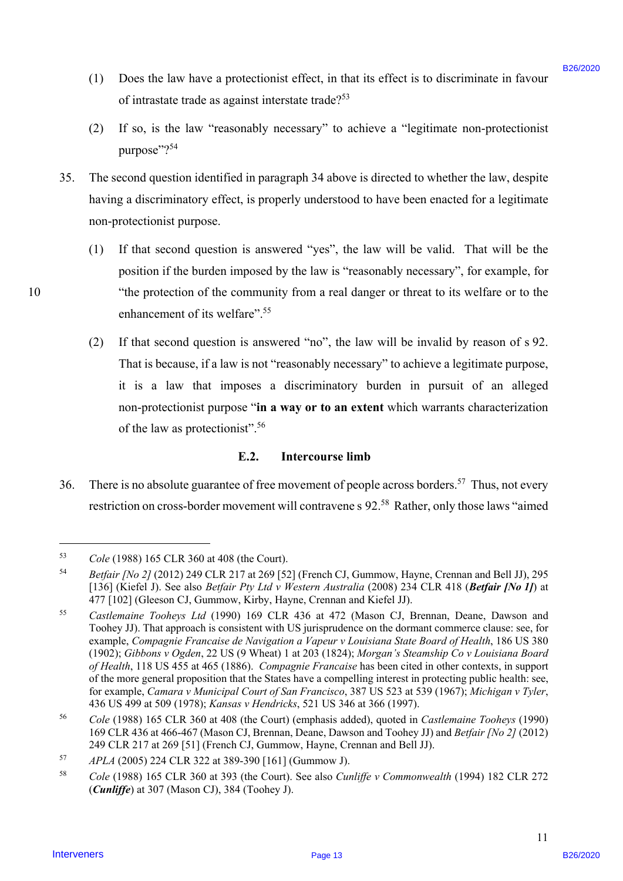(1) Does the law have a protectionist effect, in that its effect is to discriminate in favour of intrastate trade as against interstate trade?[53]

(2) If so, is the law "reasonably necessary" to achieve a "legitimate non-protectionist purpose"?[54]

35. The second question identified in paragraph 34 above is directed to whether the law, despite having a discriminatory effect, is properly understood to have been enacted for a legitimate non-protectionist purpose.

(1) If that second question is answered "yes", the law will be valid. That will be the position if the burden imposed by the law is "reasonably necessary", for example, for "the protection of the community from a real danger or threat to its welfare or to the enhancement of its welfare".[55]

(2) If that second question is answered "no", the law will be invalid by reason of s 92. That is because, if a law is not "reasonably necessary" to achieve a legitimate purpose, it is a law that imposes a discriminatory burden in pursuit of an alleged non-protectionist purpose "**in a way or to an extent** which warrants characterization of the law as protectionist".[56]

### E.2. Intercourse limb

36. There is no absolute guarantee of free movement of people across borders.[57] Thus, not every restriction on cross-border movement will contravene s 92.[58] Rather, only those laws "aimed

---

[53] *Cole* (1988) 165 CLR 360 at 408 (the Court).

[54] *Betfair [No 2]* (2012) 249 CLR 217 at 269 [52] (French CJ, Gummow, Hayne, Crennan and Bell JJ), 295 [136] (Kiefel J). See also *Betfair Pty Ltd v Western Australia* (2008) 234 CLR 418 (***Betfair [No 1]***) at 477 [102] (Gleeson CJ, Gummow, Kirby, Hayne, Crennan and Kiefel JJ).

[55] *Castlemaine Tooheys Ltd* (1990) 169 CLR 436 at 472 (Mason CJ, Brennan, Deane, Dawson and Toohey JJ). That approach is consistent with US jurisprudence on the dormant commerce clause: see, for example, *Compagnie Francaise de Navigation a Vapeur v Louisiana State Board of Health*, 186 US 380 (1902); *Gibbons v Ogden*, 22 US (9 Wheat) 1 at 203 (1824); *Morgan's Steamship Co v Louisiana Board of Health*, 118 US 455 at 465 (1886). *Compagnie Francaise* has been cited in other contexts, in support of the more general proposition that the States have a compelling interest in protecting public health: see, for example, *Camara v Municipal Court of San Francisco*, 387 US 523 at 539 (1967); *Michigan v Tyler*, 436 US 499 at 509 (1978); *Kansas v Hendricks*, 521 US 346 at 366 (1997).

[56] *Cole* (1988) 165 CLR 360 at 408 (the Court) (emphasis added), quoted in *Castlemaine Tooheys* (1990) 169 CLR 436 at 466-467 (Mason CJ, Brennan, Deane, Dawson and Toohey JJ) and *Betfair [No 2]* (2012) 249 CLR 217 at 269 [51] (French CJ, Gummow, Hayne, Crennan and Bell JJ).

[57] *APLA* (2005) 224 CLR 322 at 389-390 [161] (Gummow J).

[58] *Cole* (1988) 165 CLR 360 at 393 (the Court). See also *Cunliffe v Commonwealth* (1994) 182 CLR 272 (***Cunliffe***) at 307 (Mason CJ), 384 (Toohey J).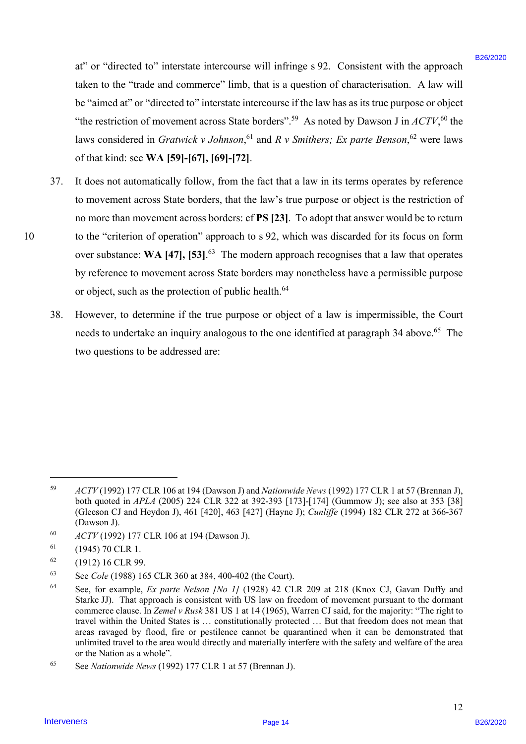at" or "directed to" interstate intercourse will infringe s 92. Consistent with the approach taken to the "trade and commerce" limb, that is a question of characterisation. A law will be "aimed at" or "directed to" interstate intercourse if the law has as its true purpose or object "the restriction of movement across State borders".[59] As noted by Dawson J in *ACTV*,[60] the laws considered in *Gratwick v Johnson*,[61] and *R v Smithers; Ex parte Benson*,[62] were laws of that kind: see **WA [59]-[67], [69]-[72]**.

37. It does not automatically follow, from the fact that a law in its terms operates by reference to movement across State borders, that the law's true purpose or object is the restriction of no more than movement across borders: cf **PS [23]**. To adopt that answer would be to return to the "criterion of operation" approach to s 92, which was discarded for its focus on form over substance: **WA [47], [53]**.[63] The modern approach recognises that a law that operates by reference to movement across State borders may nonetheless have a permissible purpose or object, such as the protection of public health.[64]

38. However, to determine if the true purpose or object of a law is impermissible, the Court needs to undertake an inquiry analogous to the one identified at paragraph 34 above.[65] The two questions to be addressed are:

---

59 *ACTV* (1992) 177 CLR 106 at 194 (Dawson J) and *Nationwide News* (1992) 177 CLR 1 at 57 (Brennan J), both quoted in *APLA* (2005) 224 CLR 322 at 392-393 [173]-[174] (Gummow J); see also at 353 [38] (Gleeson CJ and Heydon J), 461 [420], 463 [427] (Hayne J); *Cunliffe* (1994) 182 CLR 272 at 366-367 (Dawson J).

60 *ACTV* (1992) 177 CLR 106 at 194 (Dawson J).

61 (1945) 70 CLR 1.

62 (1912) 16 CLR 99.

63 See *Cole* (1988) 165 CLR 360 at 384, 400-402 (the Court).

64 See, for example, *Ex parte Nelson [No 1]* (1928) 42 CLR 209 at 218 (Knox CJ, Gavan Duffy and Starke JJ). That approach is consistent with US law on freedom of movement pursuant to the dormant commerce clause. In *Zemel v Rusk* 381 US 1 at 14 (1965), Warren CJ said, for the majority: "The right to travel within the United States is … constitutionally protected … But that freedom does not mean that areas ravaged by flood, fire or pestilence cannot be quarantined when it can be demonstrated that unlimited travel to the area would directly and materially interfere with the safety and welfare of the area or the Nation as a whole".

65 See *Nationwide News* (1992) 177 CLR 1 at 57 (Brennan J).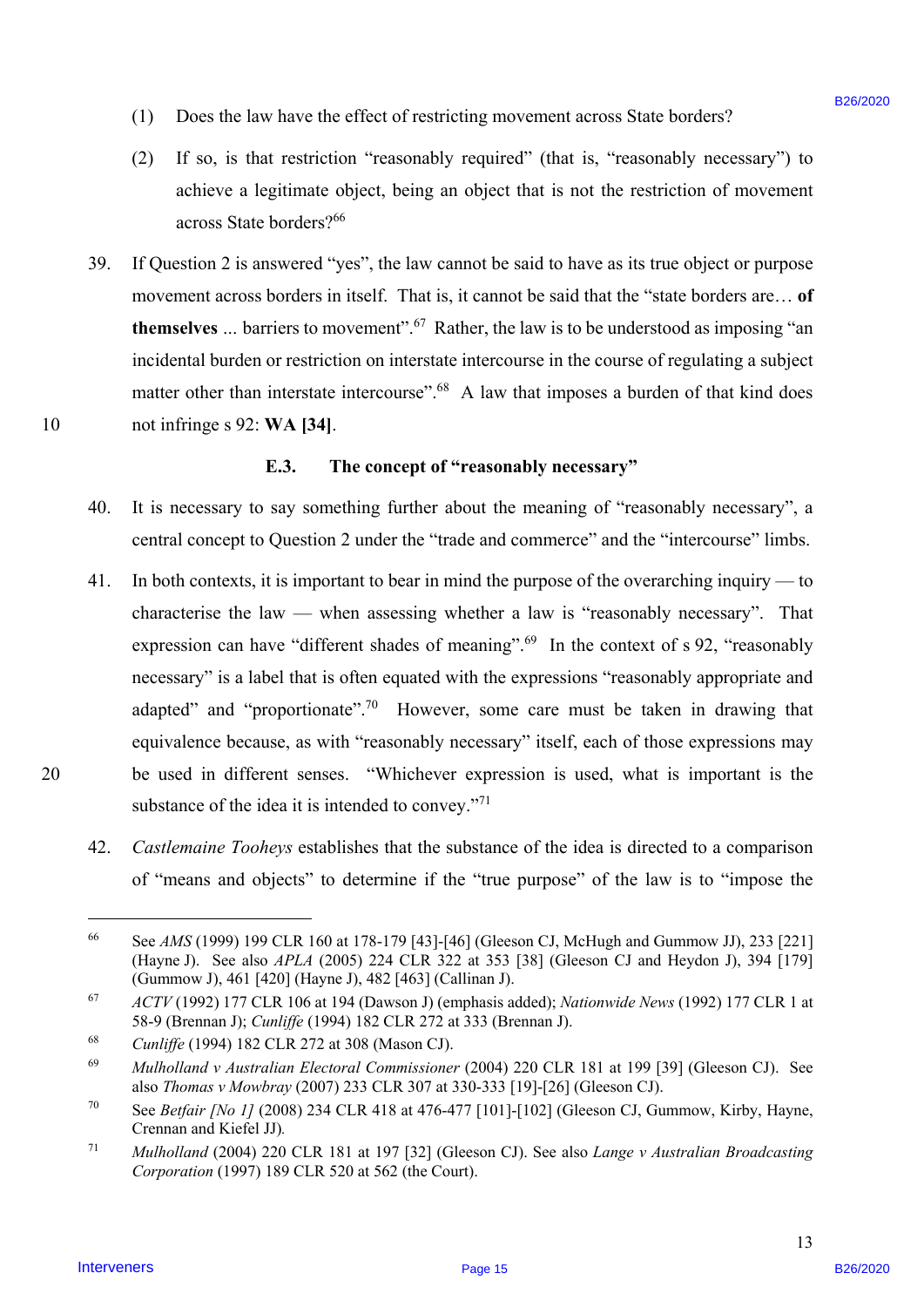(1) Does the law have the effect of restricting movement across State borders?

(2) If so, is that restriction "reasonably required" (that is, "reasonably necessary") to achieve a legitimate object, being an object that is not the restriction of movement across State borders?[66]

39. If Question 2 is answered "yes", the law cannot be said to have as its true object or purpose movement across borders in itself. That is, it cannot be said that the "state borders are… **of themselves** ... barriers to movement".[67] Rather, the law is to be understood as imposing "an incidental burden or restriction on interstate intercourse in the course of regulating a subject matter other than interstate intercourse".[68] A law that imposes a burden of that kind does not infringe s 92: **WA [34]**.

### E.3. The concept of "reasonably necessary"

40. It is necessary to say something further about the meaning of "reasonably necessary", a central concept to Question 2 under the "trade and commerce" and the "intercourse" limbs.

41. In both contexts, it is important to bear in mind the purpose of the overarching inquiry — to characterise the law — when assessing whether a law is "reasonably necessary". That expression can have "different shades of meaning".[69] In the context of s 92, "reasonably necessary" is a label that is often equated with the expressions "reasonably appropriate and adapted" and "proportionate".[70] However, some care must be taken in drawing that equivalence because, as with "reasonably necessary" itself, each of those expressions may be used in different senses. "Whichever expression is used, what is important is the substance of the idea it is intended to convey."[71]

42. *Castlemaine Tooheys* establishes that the substance of the idea is directed to a comparison of "means and objects" to determine if the "true purpose" of the law is to "impose the

---

[66] See *AMS* (1999) 199 CLR 160 at 178-179 [43]-[46] (Gleeson CJ, McHugh and Gummow JJ), 233 [221] (Hayne J). See also *APLA* (2005) 224 CLR 322 at 353 [38] (Gleeson CJ and Heydon J), 394 [179] (Gummow J), 461 [420] (Hayne J), 482 [463] (Callinan J).

[67] *ACTV* (1992) 177 CLR 106 at 194 (Dawson J) (emphasis added); *Nationwide News* (1992) 177 CLR 1 at 58-9 (Brennan J); *Cunliffe* (1994) 182 CLR 272 at 333 (Brennan J).

[68] *Cunliffe* (1994) 182 CLR 272 at 308 (Mason CJ).

[69] *Mulholland v Australian Electoral Commissioner* (2004) 220 CLR 181 at 199 [39] (Gleeson CJ). See also *Thomas v Mowbray* (2007) 233 CLR 307 at 330-333 [19]-[26] (Gleeson CJ).

[70] See *Betfair [No 1]* (2008) 234 CLR 418 at 476-477 [101]-[102] (Gleeson CJ, Gummow, Kirby, Hayne, Crennan and Kiefel JJ).

[71] *Mulholland* (2004) 220 CLR 181 at 197 [32] (Gleeson CJ). See also *Lange v Australian Broadcasting Corporation* (1997) 189 CLR 520 at 562 (the Court).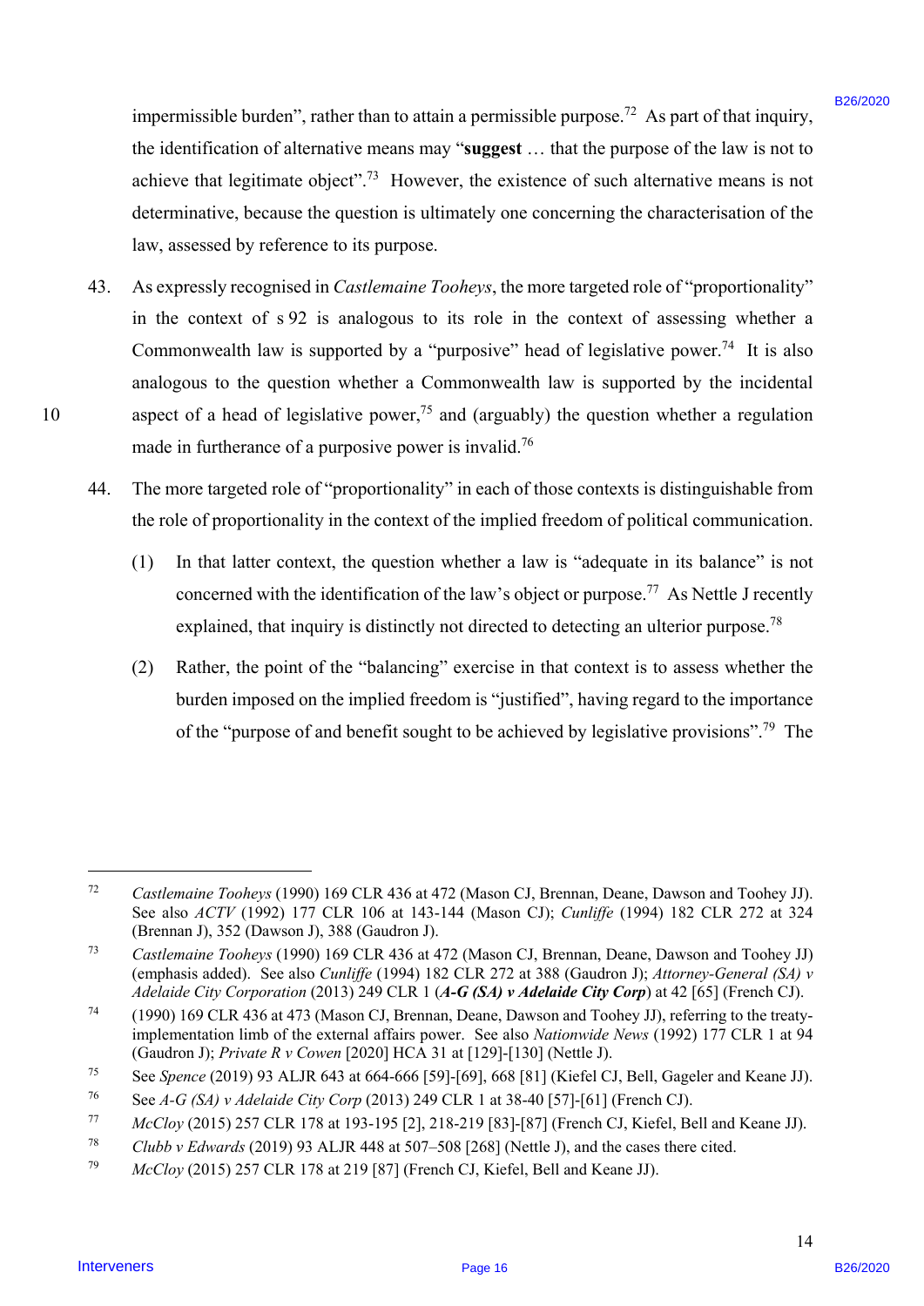impermissible burden", rather than to attain a permissible purpose.[72] As part of that inquiry, the identification of alternative means may "**suggest** … that the purpose of the law is not to achieve that legitimate object".[73] However, the existence of such alternative means is not determinative, because the question is ultimately one concerning the characterisation of the law, assessed by reference to its purpose.

43. As expressly recognised in *Castlemaine Tooheys*, the more targeted role of "proportionality" in the context of s 92 is analogous to its role in the context of assessing whether a Commonwealth law is supported by a "purposive" head of legislative power.[74] It is also analogous to the question whether a Commonwealth law is supported by the incidental aspect of a head of legislative power,[75] and (arguably) the question whether a regulation made in furtherance of a purposive power is invalid.[76]

44. The more targeted role of "proportionality" in each of those contexts is distinguishable from the role of proportionality in the context of the implied freedom of political communication.

    (1) In that latter context, the question whether a law is "adequate in its balance" is not concerned with the identification of the law's object or purpose.[77] As Nettle J recently explained, that inquiry is distinctly not directed to detecting an ulterior purpose.[78]

    (2) Rather, the point of the "balancing" exercise in that context is to assess whether the burden imposed on the implied freedom is "justified", having regard to the importance of the "purpose of and benefit sought to be achieved by legislative provisions".[79] The

---

[72] *Castlemaine Tooheys* (1990) 169 CLR 436 at 472 (Mason CJ, Brennan, Deane, Dawson and Toohey JJ). See also *ACTV* (1992) 177 CLR 106 at 143-144 (Mason CJ); *Cunliffe* (1994) 182 CLR 272 at 324 (Brennan J), 352 (Dawson J), 388 (Gaudron J).

[73] *Castlemaine Tooheys* (1990) 169 CLR 436 at 472 (Mason CJ, Brennan, Deane, Dawson and Toohey JJ) (emphasis added). See also *Cunliffe* (1994) 182 CLR 272 at 388 (Gaudron J); *Attorney-General (SA) v Adelaide City Corporation* (2013) 249 CLR 1 (***A-G (SA) v Adelaide City Corp***) at 42 [65] (French CJ).

[74] (1990) 169 CLR 436 at 473 (Mason CJ, Brennan, Deane, Dawson and Toohey JJ), referring to the treaty-implementation limb of the external affairs power. See also *Nationwide News* (1992) 177 CLR 1 at 94 (Gaudron J); *Private R v Cowen* [2020] HCA 31 at [129]-[130] (Nettle J).

[75] See *Spence* (2019) 93 ALJR 643 at 664-666 [59]-[69], 668 [81] (Kiefel CJ, Bell, Gageler and Keane JJ).

[76] See *A-G (SA) v Adelaide City Corp* (2013) 249 CLR 1 at 38-40 [57]-[61] (French CJ).

[77] *McCloy* (2015) 257 CLR 178 at 193-195 [2], 218-219 [83]-[87] (French CJ, Kiefel, Bell and Keane JJ).

[78] *Clubb v Edwards* (2019) 93 ALJR 448 at 507–508 [268] (Nettle J), and the cases there cited.

[79] *McCloy* (2015) 257 CLR 178 at 219 [87] (French CJ, Kiefel, Bell and Keane JJ).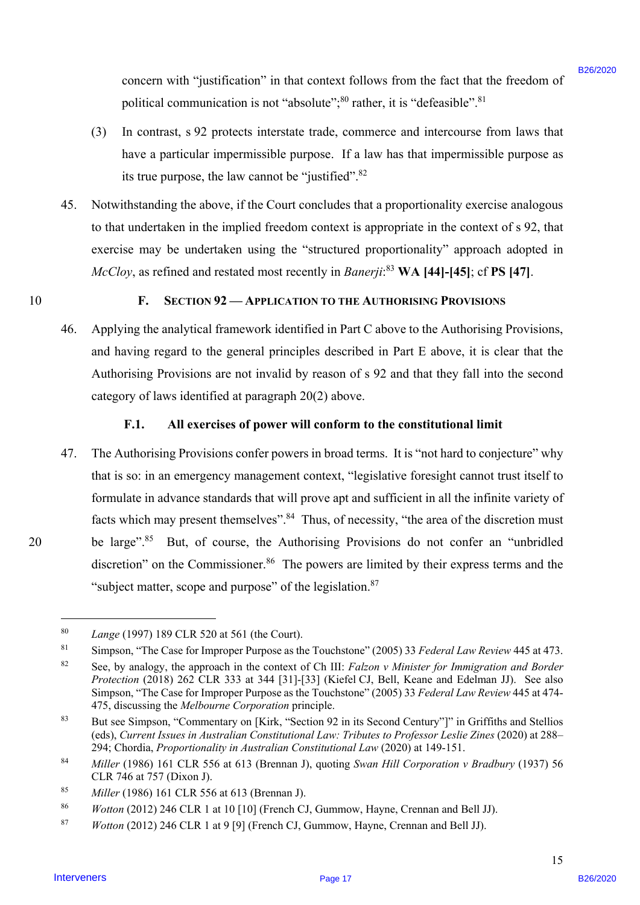concern with "justification" in that context follows from the fact that the freedom of political communication is not "absolute";[80] rather, it is "defeasible".[81]

(3) In contrast, s 92 protects interstate trade, commerce and intercourse from laws that have a particular impermissible purpose. If a law has that impermissible purpose as its true purpose, the law cannot be "justified".[82]

45. Notwithstanding the above, if the Court concludes that a proportionality exercise analogous to that undertaken in the implied freedom context is appropriate in the context of s 92, that exercise may be undertaken using the "structured proportionality" approach adopted in *McCloy*, as refined and restated most recently in *Banerji*:[83] **WA [44]-[45]**; cf **PS [47]**.

## F. Section 92 — Application to the Authorising Provisions

46. Applying the analytical framework identified in Part C above to the Authorising Provisions, and having regard to the general principles described in Part E above, it is clear that the Authorising Provisions are not invalid by reason of s 92 and that they fall into the second category of laws identified at paragraph 20(2) above.

### F.1. All exercises of power will conform to the constitutional limit

47. The Authorising Provisions confer powers in broad terms. It is "not hard to conjecture" why that is so: in an emergency management context, "legislative foresight cannot trust itself to formulate in advance standards that will prove apt and sufficient in all the infinite variety of facts which may present themselves".[84] Thus, of necessity, "the area of the discretion must be large".[85] But, of course, the Authorising Provisions do not confer an "unbridled discretion" on the Commissioner.[86] The powers are limited by their express terms and the "subject matter, scope and purpose" of the legislation.[87]

---

[80] *Lange* (1997) 189 CLR 520 at 561 (the Court).

[81] Simpson, "The Case for Improper Purpose as the Touchstone" (2005) 33 *Federal Law Review* 445 at 473.

[82] See, by analogy, the approach in the context of Ch III: *Falzon v Minister for Immigration and Border Protection* (2018) 262 CLR 333 at 344 [31]-[33] (Kiefel CJ, Bell, Keane and Edelman JJ). See also Simpson, "The Case for Improper Purpose as the Touchstone" (2005) 33 *Federal Law Review* 445 at 474-475, discussing the *Melbourne Corporation* principle.

[83] But see Simpson, "Commentary on [Kirk, "Section 92 in its Second Century"]" in Griffiths and Stellios (eds), *Current Issues in Australian Constitutional Law: Tributes to Professor Leslie Zines* (2020) at 288–294; Chordia, *Proportionality in Australian Constitutional Law* (2020) at 149-151.

[84] *Miller* (1986) 161 CLR 556 at 613 (Brennan J), quoting *Swan Hill Corporation v Bradbury* (1937) 56 CLR 746 at 757 (Dixon J).

[85] *Miller* (1986) 161 CLR 556 at 613 (Brennan J).

[86] *Wotton* (2012) 246 CLR 1 at 10 [10] (French CJ, Gummow, Hayne, Crennan and Bell JJ).

[87] *Wotton* (2012) 246 CLR 1 at 9 [9] (French CJ, Gummow, Hayne, Crennan and Bell JJ).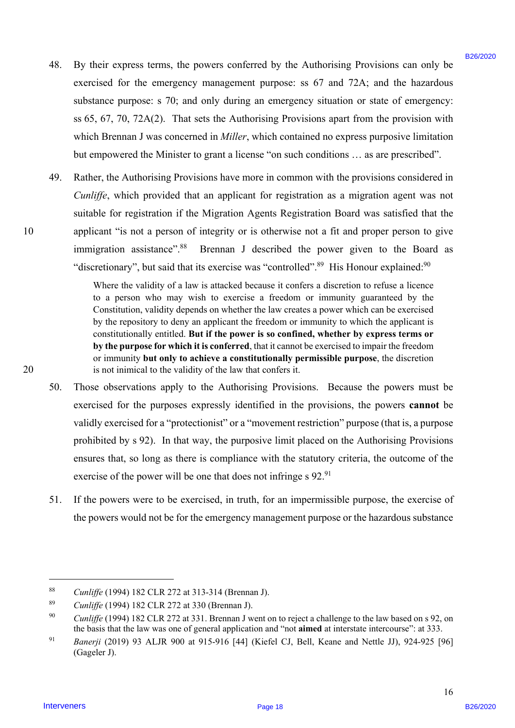48. By their express terms, the powers conferred by the Authorising Provisions can only be exercised for the emergency management purpose: ss 67 and 72A; and the hazardous substance purpose: s 70; and only during an emergency situation or state of emergency: ss 65, 67, 70, 72A(2). That sets the Authorising Provisions apart from the provision with which Brennan J was concerned in *Miller*, which contained no express purposive limitation but empowered the Minister to grant a license "on such conditions … as are prescribed".

49. Rather, the Authorising Provisions have more in common with the provisions considered in *Cunliffe*, which provided that an applicant for registration as a migration agent was not suitable for registration if the Migration Agents Registration Board was satisfied that the applicant "is not a person of integrity or is otherwise not a fit and proper person to give immigration assistance".[88] Brennan J described the power given to the Board as "discretionary", but said that its exercise was "controlled".[89] His Honour explained:[90]

> Where the validity of a law is attacked because it confers a discretion to refuse a licence to a person who may wish to exercise a freedom or immunity guaranteed by the Constitution, validity depends on whether the law creates a power which can be exercised by the repository to deny an applicant the freedom or immunity to which the applicant is constitutionally entitled. **But if the power is so confined, whether by express terms or by the purpose for which it is conferred**, that it cannot be exercised to impair the freedom or immunity **but only to achieve a constitutionally permissible purpose**, the discretion is not inimical to the validity of the law that confers it.

50. Those observations apply to the Authorising Provisions. Because the powers must be exercised for the purposes expressly identified in the provisions, the powers **cannot** be validly exercised for a "protectionist" or a "movement restriction" purpose (that is, a purpose prohibited by s 92). In that way, the purposive limit placed on the Authorising Provisions ensures that, so long as there is compliance with the statutory criteria, the outcome of the exercise of the power will be one that does not infringe s 92.[91]

51. If the powers were to be exercised, in truth, for an impermissible purpose, the exercise of the powers would not be for the emergency management purpose or the hazardous substance

---

[88] *Cunliffe* (1994) 182 CLR 272 at 313-314 (Brennan J).

[89] *Cunliffe* (1994) 182 CLR 272 at 330 (Brennan J).

[90] *Cunliffe* (1994) 182 CLR 272 at 331. Brennan J went on to reject a challenge to the law based on s 92, on the basis that the law was one of general application and "not **aimed** at interstate intercourse": at 333.

[91] *Banerji* (2019) 93 ALJR 900 at 915-916 [44] (Kiefel CJ, Bell, Keane and Nettle JJ), 924-925 [96] (Gageler J).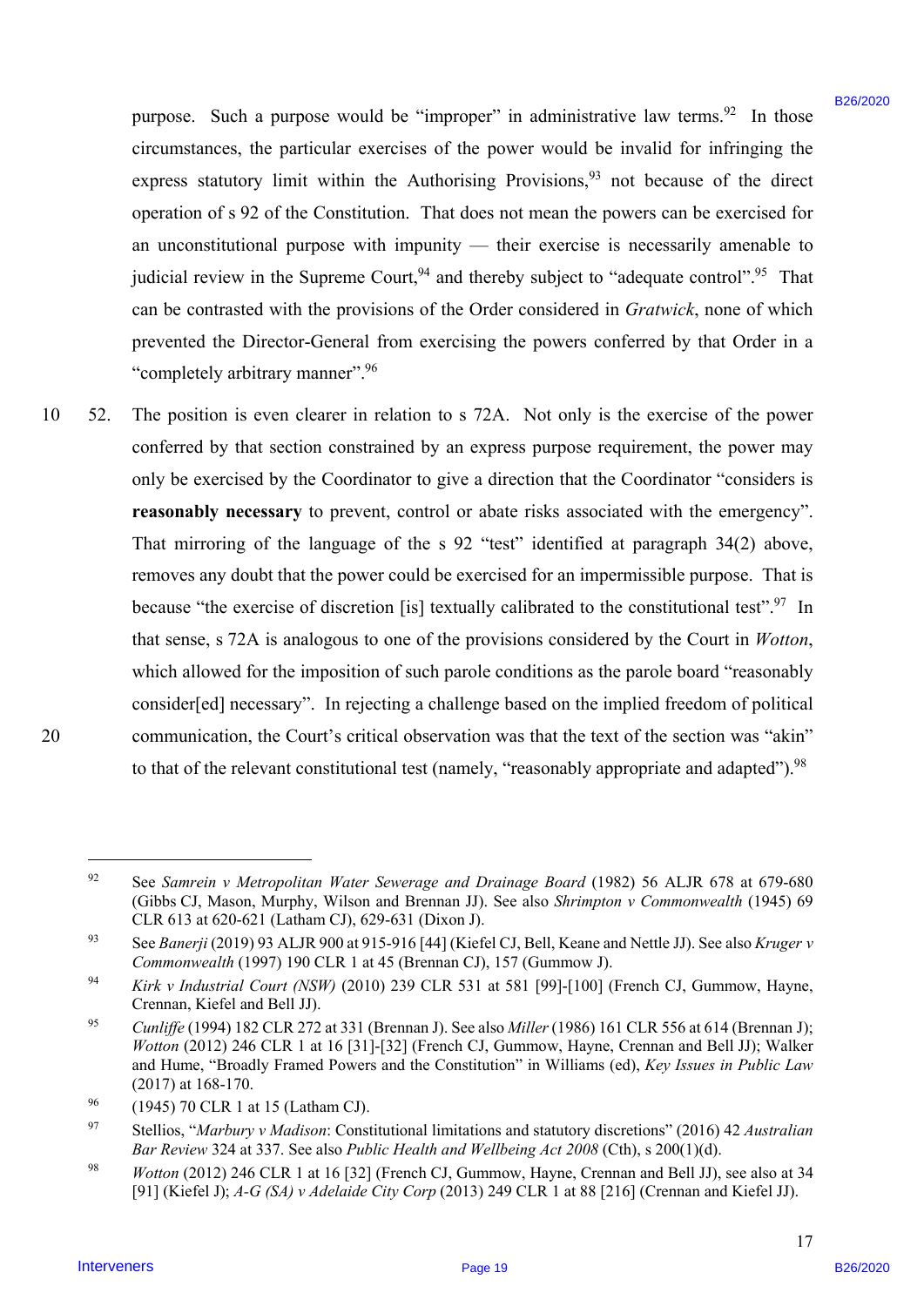purpose. Such a purpose would be "improper" in administrative law terms.[92] In those circumstances, the particular exercises of the power would be invalid for infringing the express statutory limit within the Authorising Provisions,[93] not because of the direct operation of s 92 of the Constitution. That does not mean the powers can be exercised for an unconstitutional purpose with impunity — their exercise is necessarily amenable to judicial review in the Supreme Court,[94] and thereby subject to "adequate control".[95] That can be contrasted with the provisions of the Order considered in *Gratwick*, none of which prevented the Director-General from exercising the powers conferred by that Order in a "completely arbitrary manner".[96]

52. The position is even clearer in relation to s 72A. Not only is the exercise of the power conferred by that section constrained by an express purpose requirement, the power may only be exercised by the Coordinator to give a direction that the Coordinator "considers is **reasonably necessary** to prevent, control or abate risks associated with the emergency". That mirroring of the language of the s 92 "test" identified at paragraph 34(2) above, removes any doubt that the power could be exercised for an impermissible purpose. That is because "the exercise of discretion [is] textually calibrated to the constitutional test".[97] In that sense, s 72A is analogous to one of the provisions considered by the Court in *Wotton*, which allowed for the imposition of such parole conditions as the parole board "reasonably consider[ed] necessary". In rejecting a challenge based on the implied freedom of political communication, the Court's critical observation was that the text of the section was "akin" to that of the relevant constitutional test (namely, "reasonably appropriate and adapted").[98]

---

[92] See *Samrein v Metropolitan Water Sewerage and Drainage Board* (1982) 56 ALJR 678 at 679-680 (Gibbs CJ, Mason, Murphy, Wilson and Brennan JJ). See also *Shrimpton v Commonwealth* (1945) 69 CLR 613 at 620-621 (Latham CJ), 629-631 (Dixon J).

[93] See *Banerji* (2019) 93 ALJR 900 at 915-916 [44] (Kiefel CJ, Bell, Keane and Nettle JJ). See also *Kruger v Commonwealth* (1997) 190 CLR 1 at 45 (Brennan CJ), 157 (Gummow J).

[94] *Kirk v Industrial Court (NSW)* (2010) 239 CLR 531 at 581 [99]-[100] (French CJ, Gummow, Hayne, Crennan, Kiefel and Bell JJ).

[95] *Cunliffe* (1994) 182 CLR 272 at 331 (Brennan J). See also *Miller* (1986) 161 CLR 556 at 614 (Brennan J); *Wotton* (2012) 246 CLR 1 at 16 [31]-[32] (French CJ, Gummow, Hayne, Crennan and Bell JJ); Walker and Hume, "Broadly Framed Powers and the Constitution" in Williams (ed), *Key Issues in Public Law* (2017) at 168-170.

[96] (1945) 70 CLR 1 at 15 (Latham CJ).

[97] Stellios, "*Marbury v Madison*: Constitutional limitations and statutory discretions" (2016) 42 *Australian Bar Review* 324 at 337. See also *Public Health and Wellbeing Act 2008* (Cth), s 200(1)(d).

[98] *Wotton* (2012) 246 CLR 1 at 16 [32] (French CJ, Gummow, Hayne, Crennan and Bell JJ), see also at 34 [91] (Kiefel J); *A-G (SA) v Adelaide City Corp* (2013) 249 CLR 1 at 88 [216] (Crennan and Kiefel JJ).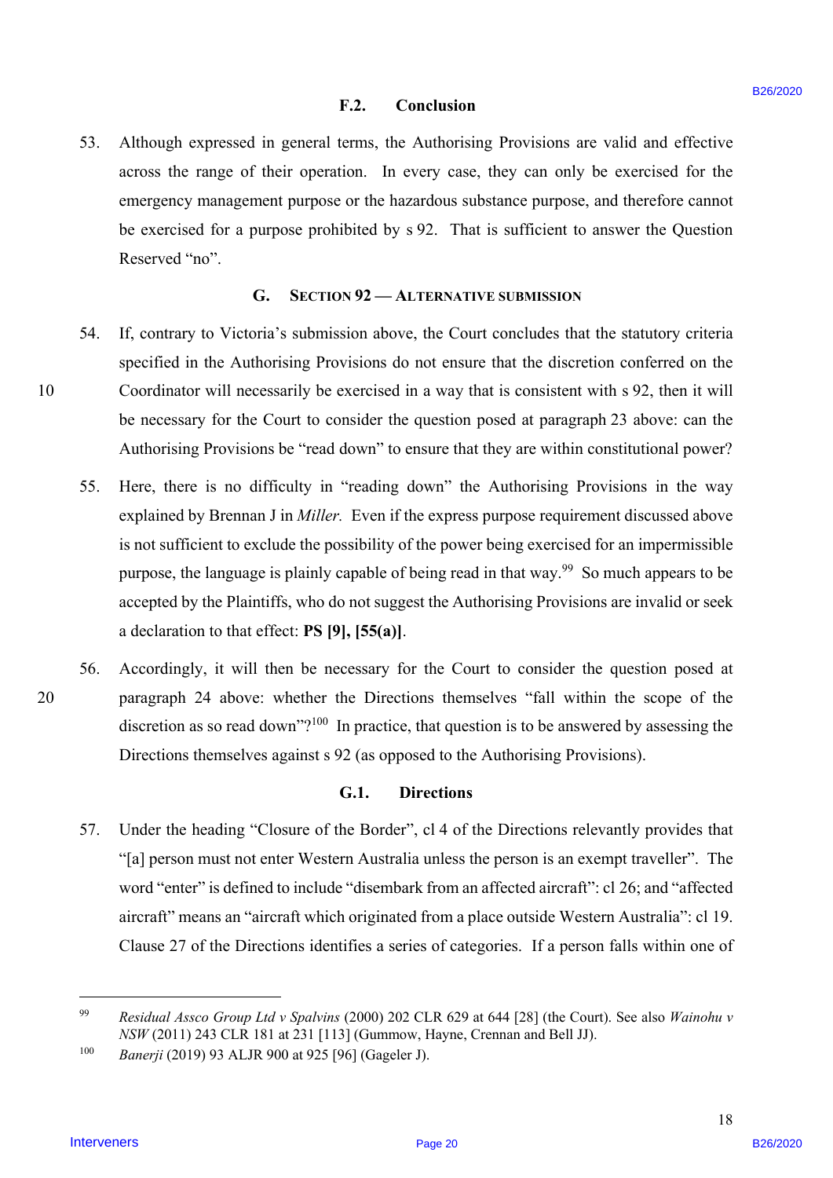### F.2. Conclusion

53. Although expressed in general terms, the Authorising Provisions are valid and effective across the range of their operation. In every case, they can only be exercised for the emergency management purpose or the hazardous substance purpose, and therefore cannot be exercised for a purpose prohibited by s 92. That is sufficient to answer the Question Reserved "no".

## G. Section 92 — Alternative submission

54. If, contrary to Victoria's submission above, the Court concludes that the statutory criteria specified in the Authorising Provisions do not ensure that the discretion conferred on the Coordinator will necessarily be exercised in a way that is consistent with s 92, then it will be necessary for the Court to consider the question posed at paragraph 23 above: can the Authorising Provisions be "read down" to ensure that they are within constitutional power?

55. Here, there is no difficulty in "reading down" the Authorising Provisions in the way explained by Brennan J in *Miller.* Even if the express purpose requirement discussed above is not sufficient to exclude the possibility of the power being exercised for an impermissible purpose, the language is plainly capable of being read in that way.[99] So much appears to be accepted by the Plaintiffs, who do not suggest the Authorising Provisions are invalid or seek a declaration to that effect: **PS [9], [55(a)]**.

56. Accordingly, it will then be necessary for the Court to consider the question posed at paragraph 24 above: whether the Directions themselves "fall within the scope of the discretion as so read down"?[100] In practice, that question is to be answered by assessing the Directions themselves against s 92 (as opposed to the Authorising Provisions).

### G.1. Directions

57. Under the heading "Closure of the Border", cl 4 of the Directions relevantly provides that "[a] person must not enter Western Australia unless the person is an exempt traveller". The word "enter" is defined to include "disembark from an affected aircraft": cl 26; and "affected aircraft" means an "aircraft which originated from a place outside Western Australia": cl 19. Clause 27 of the Directions identifies a series of categories. If a person falls within one of

---

[99] *Residual Assco Group Ltd v Spalvins* (2000) 202 CLR 629 at 644 [28] (the Court). See also *Wainohu v NSW* (2011) 243 CLR 181 at 231 [113] (Gummow, Hayne, Crennan and Bell JJ).

[100] *Banerji* (2019) 93 ALJR 900 at 925 [96] (Gageler J).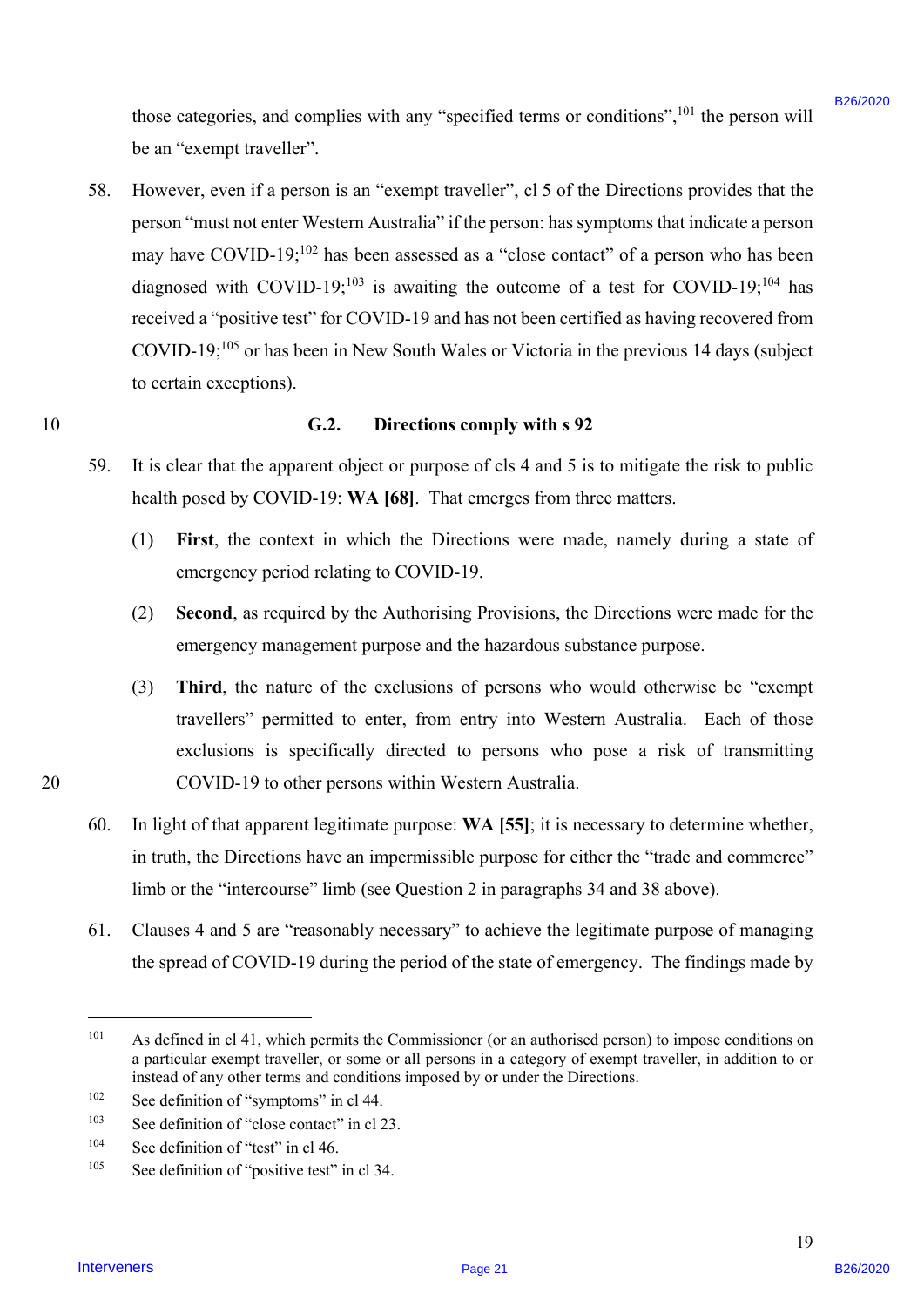those categories, and complies with any "specified terms or conditions",[101] the person will be an "exempt traveller".

58. However, even if a person is an "exempt traveller", cl 5 of the Directions provides that the person "must not enter Western Australia" if the person: has symptoms that indicate a person may have COVID-19;[102] has been assessed as a "close contact" of a person who has been diagnosed with COVID-19;[103] is awaiting the outcome of a test for COVID-19;[104] has received a "positive test" for COVID-19 and has not been certified as having recovered from COVID-19;[105] or has been in New South Wales or Victoria in the previous 14 days (subject to certain exceptions).

### G.2. Directions comply with s 92

59. It is clear that the apparent object or purpose of cls 4 and 5 is to mitigate the risk to public health posed by COVID-19: **WA [68]**. That emerges from three matters.

    (1) **First**, the context in which the Directions were made, namely during a state of emergency period relating to COVID-19.

    (2) **Second**, as required by the Authorising Provisions, the Directions were made for the emergency management purpose and the hazardous substance purpose.

    (3) **Third**, the nature of the exclusions of persons who would otherwise be "exempt travellers" permitted to enter, from entry into Western Australia. Each of those exclusions is specifically directed to persons who pose a risk of transmitting COVID-19 to other persons within Western Australia.

60. In light of that apparent legitimate purpose: **WA [55]**; it is necessary to determine whether, in truth, the Directions have an impermissible purpose for either the "trade and commerce" limb or the "intercourse" limb (see Question 2 in paragraphs 34 and 38 above).

61. Clauses 4 and 5 are "reasonably necessary" to achieve the legitimate purpose of managing the spread of COVID-19 during the period of the state of emergency. The findings made by

---

[101] As defined in cl 41, which permits the Commissioner (or an authorised person) to impose conditions on a particular exempt traveller, or some or all persons in a category of exempt traveller, in addition to or instead of any other terms and conditions imposed by or under the Directions.

[102] See definition of "symptoms" in cl 44.

[103] See definition of "close contact" in cl 23.

[104] See definition of "test" in cl 46.

[105] See definition of "positive test" in cl 34.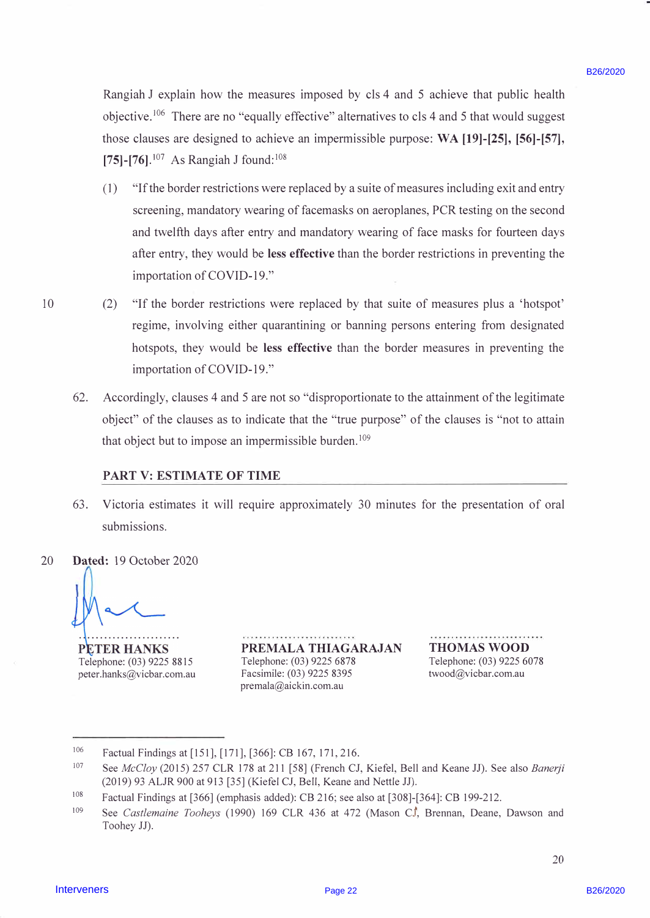Rangiah J explain how the measures imposed by cls 4 and 5 achieve that public health objective.[106] There are no "equally effective" alternatives to cls 4 and 5 that would suggest those clauses are designed to achieve an impermissible purpose: **WA [19]-[25], [56]-[57], [75]-[76]**.[107] As Rangiah J found:[108]

(1) "If the border restrictions were replaced by a suite of measures including exit and entry screening, mandatory wearing of facemasks on aeroplanes, PCR testing on the second and twelfth days after entry and mandatory wearing of face masks for fourteen days after entry, they would be **less effective** than the border restrictions in preventing the importation of COVID-19."

(2) "If the border restrictions were replaced by that suite of measures plus a 'hotspot' regime, involving either quarantining or banning persons entering from designated hotspots, they would be **less effective** than the border measures in preventing the importation of COVID-19."

62. Accordingly, clauses 4 and 5 are not so "disproportionate to the attainment of the legitimate object" of the clauses as to indicate that the "true purpose" of the clauses is "not to attain that object but to impose an impermissible burden.[109]

## PART V: ESTIMATE OF TIME

63. Victoria estimates it will require approximately 30 minutes for the presentation of oral submissions.

**Dated:** 19 October 2020

| | | |
|---|---|---|
| ........................ | ........................ | ........................ |
| **PETER HANKS** | **PREMALA THIAGARAJAN** | **THOMAS WOOD** |
| Telephone: (03) 9225 8815 | Telephone: (03) 9225 6878 | Telephone: (03) 9225 6078 |
| peter.hanks@vicbar.com.au | Facsimile: (03) 9225 8395 | twood@vicbar.com.au |
| | premala@aickin.com.au | |

---

106 Factual Findings at [151], [171], [366]: CB 167, 171, 216.

107 See *McCloy* (2015) 257 CLR 178 at 211 [58] (French CJ, Kiefel, Bell and Keane JJ). See also *Banerji* (2019) 93 ALJR 900 at 913 [35] (Kiefel CJ, Bell, Keane and Nettle JJ).

108 Factual Findings at [366] (emphasis added): CB 216; see also at [308]-[364]: CB 199-212.

109 See *Castlemaine Tooheys* (1990) 169 CLR 436 at 472 (Mason CJ, Brennan, Deane, Dawson and Toohey JJ).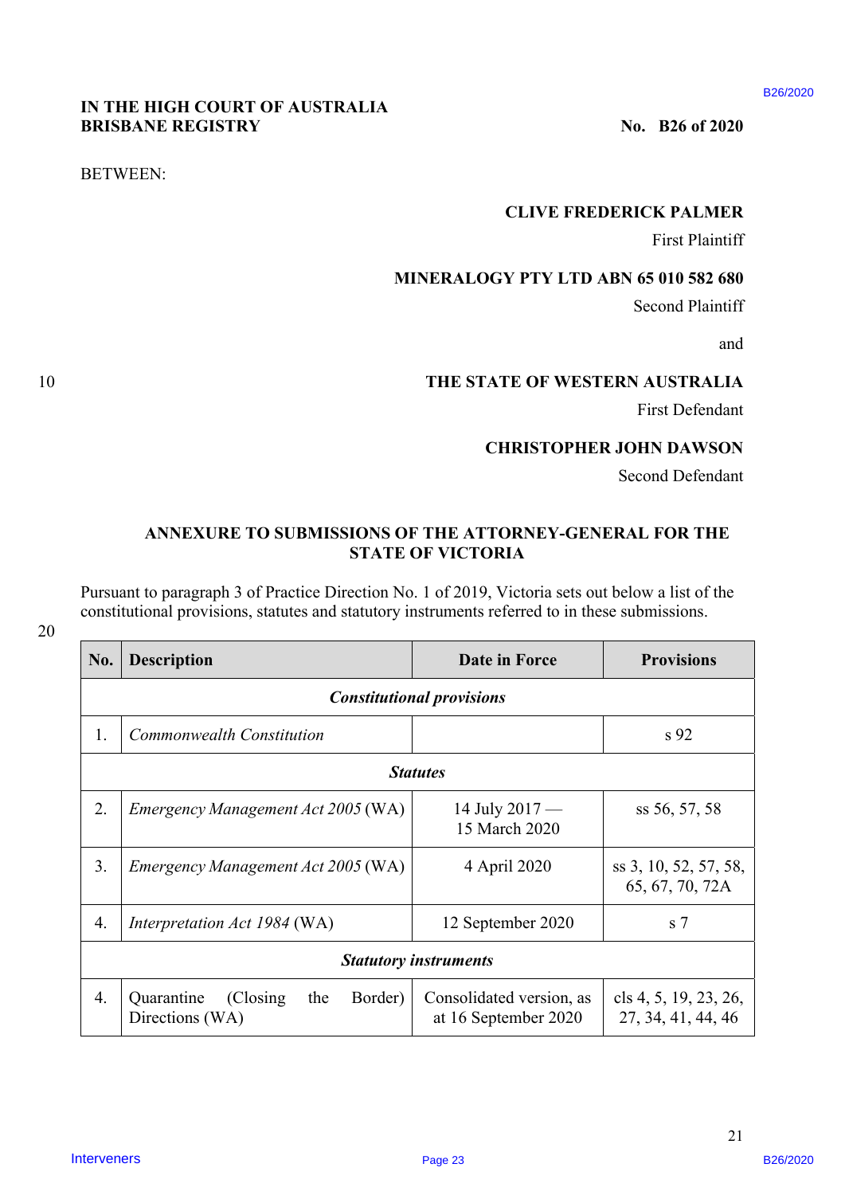**IN THE HIGH COURT OF AUSTRALIA**
**BRISBANE REGISTRY**

**No. B26 of 2020**

BETWEEN:

**CLIVE FREDERICK PALMER**
First Plaintiff

**MINERALOGY PTY LTD ABN 65 010 582 680**
Second Plaintiff

and

**THE STATE OF WESTERN AUSTRALIA**
First Defendant

**CHRISTOPHER JOHN DAWSON**
Second Defendant

## ANNEXURE TO SUBMISSIONS OF THE ATTORNEY-GENERAL FOR THE STATE OF VICTORIA

Pursuant to paragraph 3 of Practice Direction No. 1 of 2019, Victoria sets out below a list of the constitutional provisions, statutes and statutory instruments referred to in these submissions.

| No. | Description | Date in Force | Provisions |
|---|---|---|---|
| | ***Constitutional provisions*** | | |
| 1. | *Commonwealth Constitution* | | s 92 |
| | ***Statutes*** | | |
| 2. | *Emergency Management Act 2005* (WA) | 14 July 2017 — 15 March 2020 | ss 56, 57, 58 |
| 3. | *Emergency Management Act 2005* (WA) | 4 April 2020 | ss 3, 10, 52, 57, 58, 65, 67, 70, 72A |
| 4. | *Interpretation Act 1984* (WA) | 12 September 2020 | s 7 |
| | ***Statutory instruments*** | | |
| 4. | Quarantine (Closing the Border) Directions (WA) | Consolidated version, as at 16 September 2020 | cls 4, 5, 19, 23, 26, 27, 34, 41, 44, 46 |